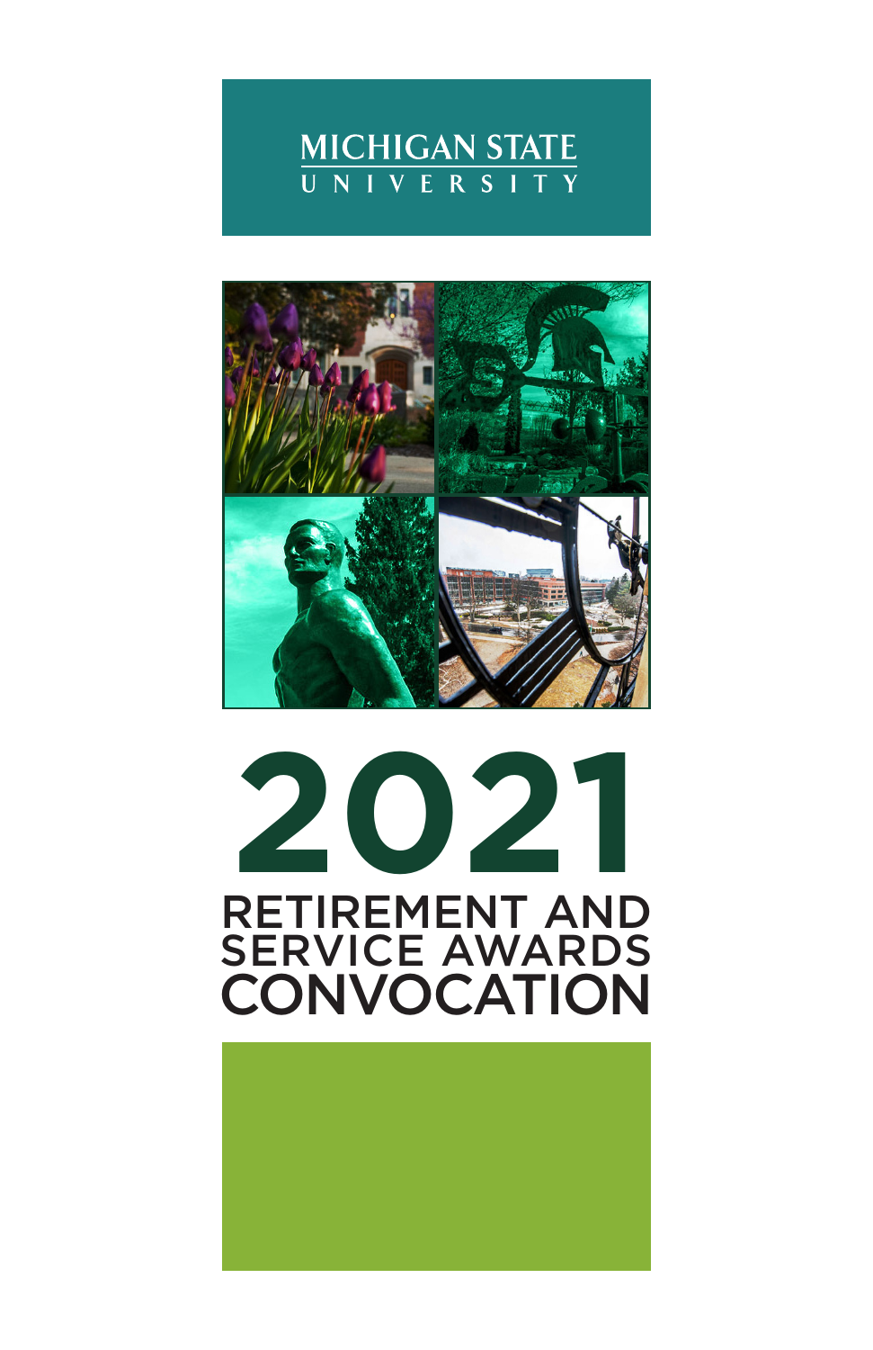MICHIGAN STATE UNIVERSITY

# 2021

# RETIREMENT AND SERVICE AWARDS CONVOCATION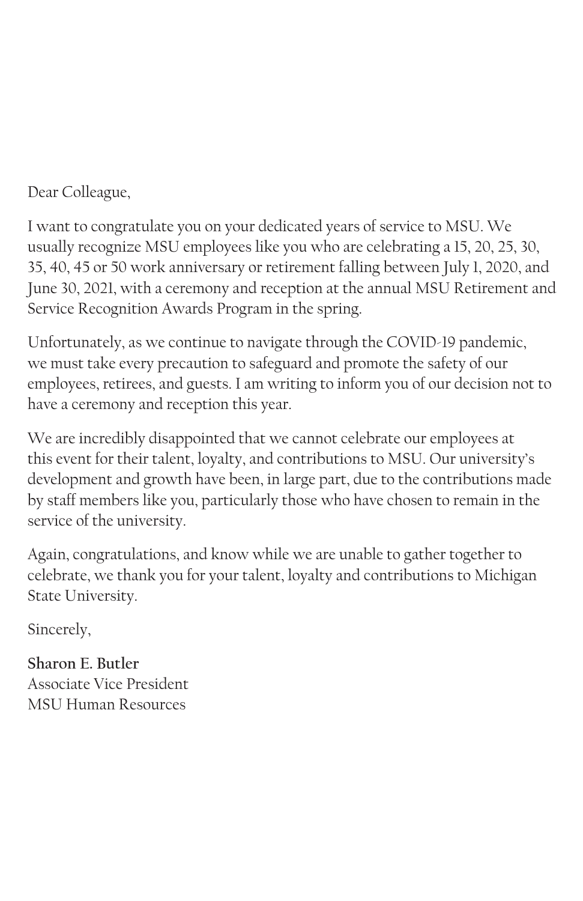Dear Colleague,

I want to congratulate you on your dedicated years of service to MSU. We usually recognize MSU employees like you who are celebrating a 15, 20, 25, 30, 35, 40, 45 or 50 work anniversary or retirement falling between July 1, 2020, and June 30, 2021, with a ceremony and reception at the annual MSU Retirement and Service Recognition Awards Program in the spring.

Unfortunately, as we continue to navigate through the COVID-19 pandemic, we must take every precaution to safeguard and promote the safety of our employees, retirees, and guests. I am writing to inform you of our decision not to have a ceremony and reception this year.

We are incredibly disappointed that we cannot celebrate our employees at this event for their talent, loyalty, and contributions to MSU. Our university's development and growth have been, in large part, due to the contributions made by staff members like you, particularly those who have chosen to remain in the service of the university.

Again, congratulations, and know while we are unable to gather together to celebrate, we thank you for your talent, loyalty and contributions to Michigan State University.

Sincerely,

**Sharon E. Butler**
Associate Vice President
MSU Human Resources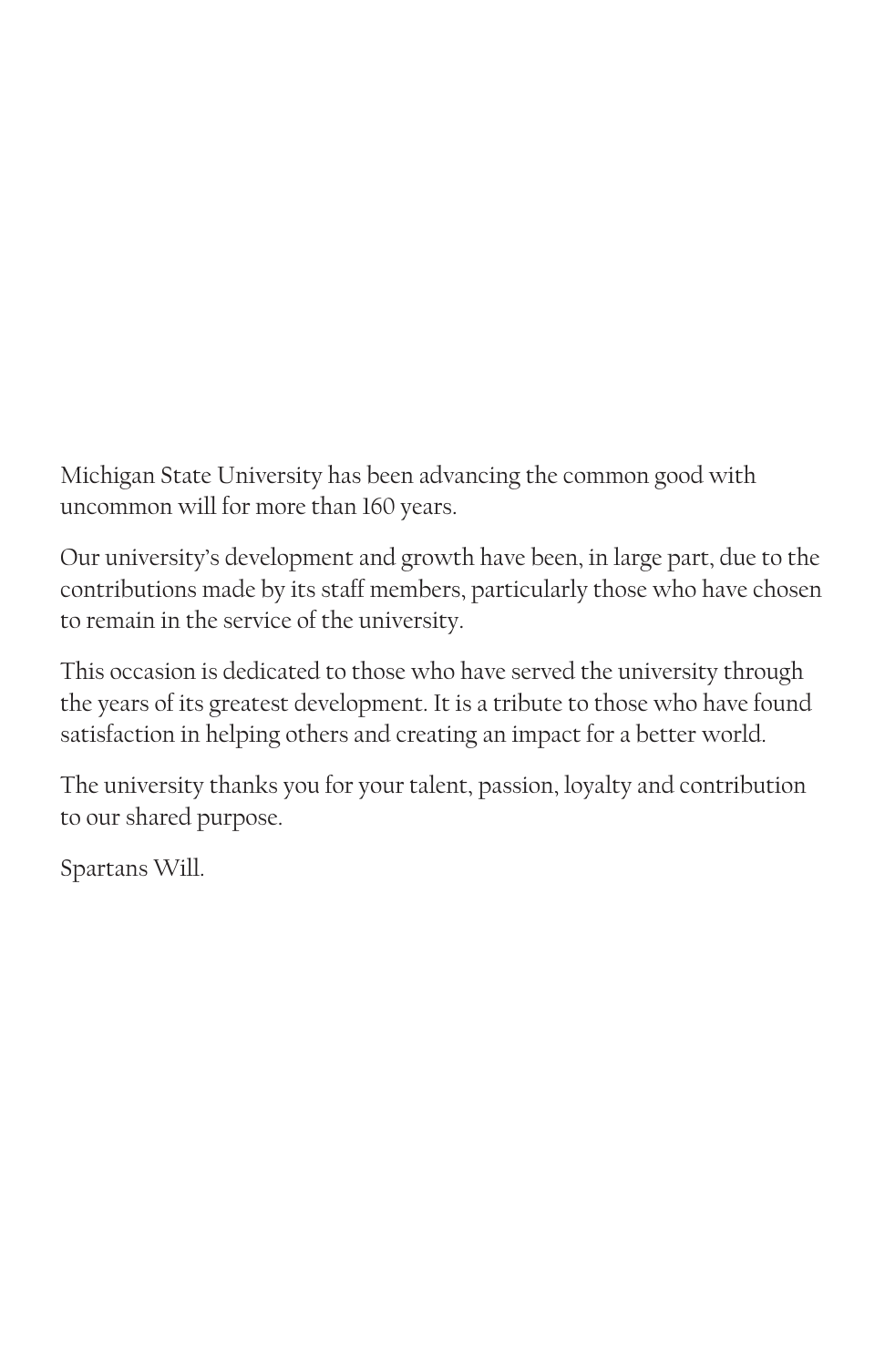Michigan State University has been advancing the common good with uncommon will for more than 160 years.

Our university's development and growth have been, in large part, due to the contributions made by its staff members, particularly those who have chosen to remain in the service of the university.

This occasion is dedicated to those who have served the university through the years of its greatest development. It is a tribute to those who have found satisfaction in helping others and creating an impact for a better world.

The university thanks you for your talent, passion, loyalty and contribution to our shared purpose.

Spartans Will.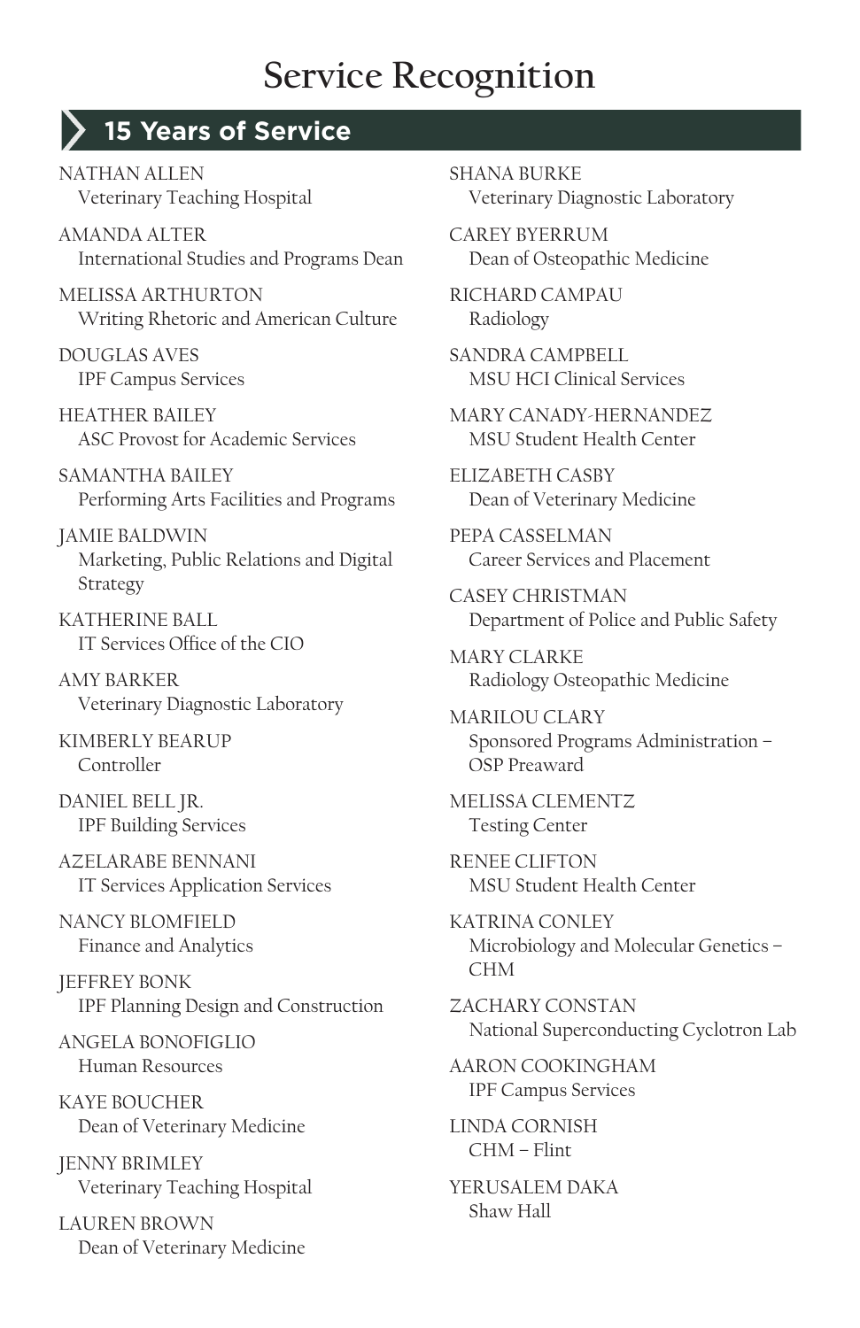# Service Recognition

## 15 Years of Service

NATHAN ALLEN
Veterinary Teaching Hospital

AMANDA ALTER
International Studies and Programs Dean

MELISSA ARTHURTON
Writing Rhetoric and American Culture

DOUGLAS AVES
IPF Campus Services

HEATHER BAILEY
ASC Provost for Academic Services

SAMANTHA BAILEY
Performing Arts Facilities and Programs

JAMIE BALDWIN
Marketing, Public Relations and Digital Strategy

KATHERINE BALL
IT Services Office of the CIO

AMY BARKER
Veterinary Diagnostic Laboratory

KIMBERLY BEARUP
Controller

DANIEL BELL JR.
IPF Building Services

AZELARABE BENNANI
IT Services Application Services

NANCY BLOMFIELD
Finance and Analytics

JEFFREY BONK
IPF Planning Design and Construction

ANGELA BONOFIGLIO
Human Resources

KAYE BOUCHER
Dean of Veterinary Medicine

JENNY BRIMLEY
Veterinary Teaching Hospital

LAUREN BROWN
Dean of Veterinary Medicine

SHANA BURKE
Veterinary Diagnostic Laboratory

CAREY BYERRUM
Dean of Osteopathic Medicine

RICHARD CAMPAU
Radiology

SANDRA CAMPBELL
MSU HCI Clinical Services

MARY CANADY-HERNANDEZ
MSU Student Health Center

ELIZABETH CASBY
Dean of Veterinary Medicine

PEPA CASSELMAN
Career Services and Placement

CASEY CHRISTMAN
Department of Police and Public Safety

MARY CLARKE
Radiology Osteopathic Medicine

MARILOU CLARY
Sponsored Programs Administration – OSP Preaward

MELISSA CLEMENTZ
Testing Center

RENEE CLIFTON
MSU Student Health Center

KATRINA CONLEY
Microbiology and Molecular Genetics – CHM

ZACHARY CONSTAN
National Superconducting Cyclotron Lab

AARON COOKINGHAM
IPF Campus Services

LINDA CORNISH
CHM – Flint

YERUSALEM DAKA
Shaw Hall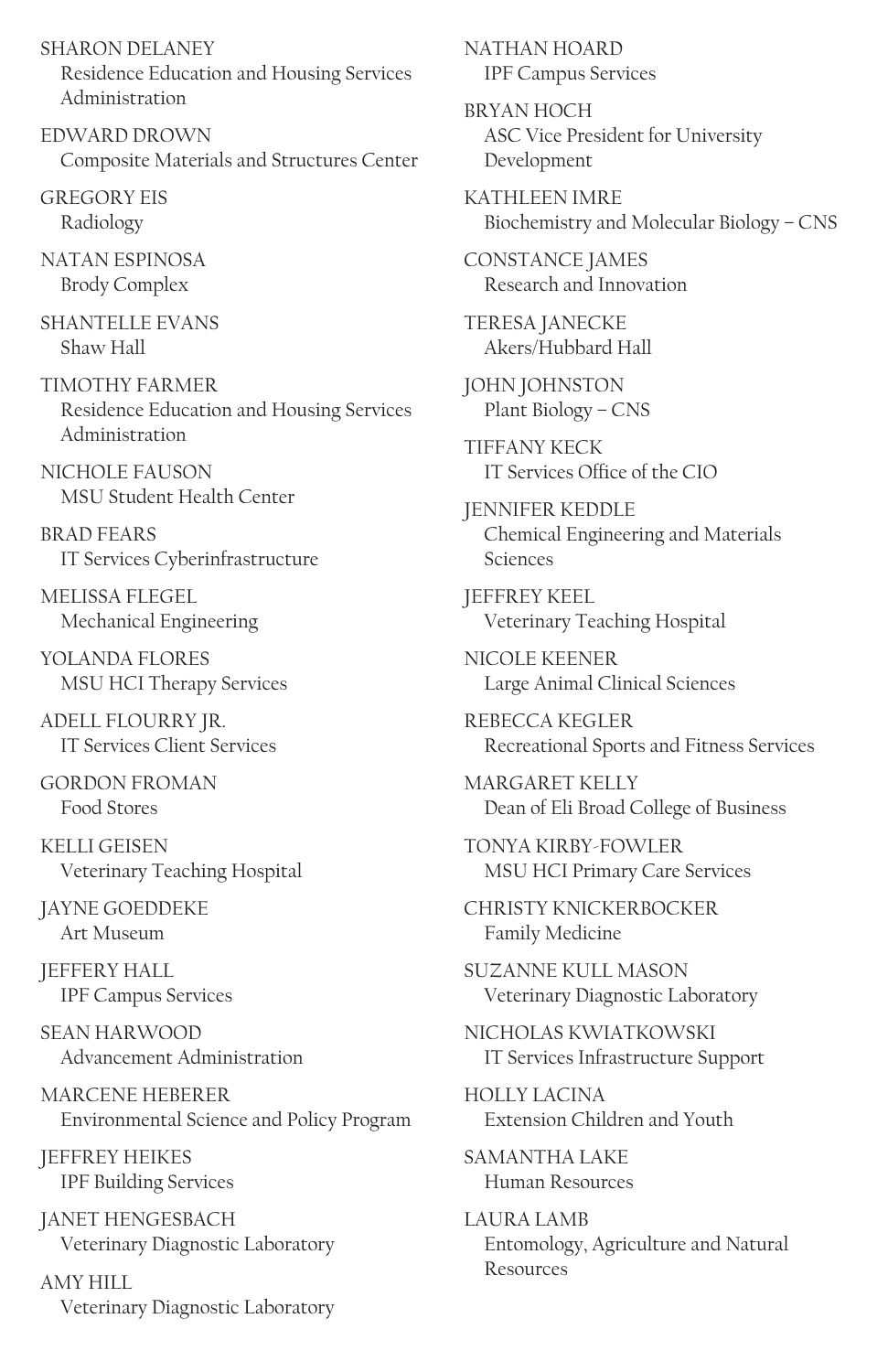SHARON DELANEY
Residence Education and Housing Services Administration

EDWARD DROWN
Composite Materials and Structures Center

GREGORY EIS
Radiology

NATAN ESPINOSA
Brody Complex

SHANTELLE EVANS
Shaw Hall

TIMOTHY FARMER
Residence Education and Housing Services Administration

NICHOLE FAUSON
MSU Student Health Center

BRAD FEARS
IT Services Cyberinfrastructure

MELISSA FLEGEL
Mechanical Engineering

YOLANDA FLORES
MSU HCI Therapy Services

ADELL FLOURRY JR.
IT Services Client Services

GORDON FROMAN
Food Stores

KELLI GEISEN
Veterinary Teaching Hospital

JAYNE GOEDDEKE
Art Museum

JEFFERY HALL
IPF Campus Services

SEAN HARWOOD
Advancement Administration

MARCENE HEBERER
Environmental Science and Policy Program

JEFFREY HEIKES
IPF Building Services

JANET HENGESBACH
Veterinary Diagnostic Laboratory

AMY HILL
Veterinary Diagnostic Laboratory

NATHAN HOARD
IPF Campus Services

BRYAN HOCH
ASC Vice President for University Development

KATHLEEN IMRE
Biochemistry and Molecular Biology – CNS

CONSTANCE JAMES
Research and Innovation

TERESA JANECKE
Akers/Hubbard Hall

JOHN JOHNSTON
Plant Biology – CNS

TIFFANY KECK
IT Services Office of the CIO

JENNIFER KEDDLE
Chemical Engineering and Materials Sciences

JEFFREY KEEL
Veterinary Teaching Hospital

NICOLE KEENER
Large Animal Clinical Sciences

REBECCA KEGLER
Recreational Sports and Fitness Services

MARGARET KELLY
Dean of Eli Broad College of Business

TONYA KIRBY-FOWLER
MSU HCI Primary Care Services

CHRISTY KNICKERBOCKER
Family Medicine

SUZANNE KULL MASON
Veterinary Diagnostic Laboratory

NICHOLAS KWIATKOWSKI
IT Services Infrastructure Support

HOLLY LACINA
Extension Children and Youth

SAMANTHA LAKE
Human Resources

LAURA LAMB
Entomology, Agriculture and Natural Resources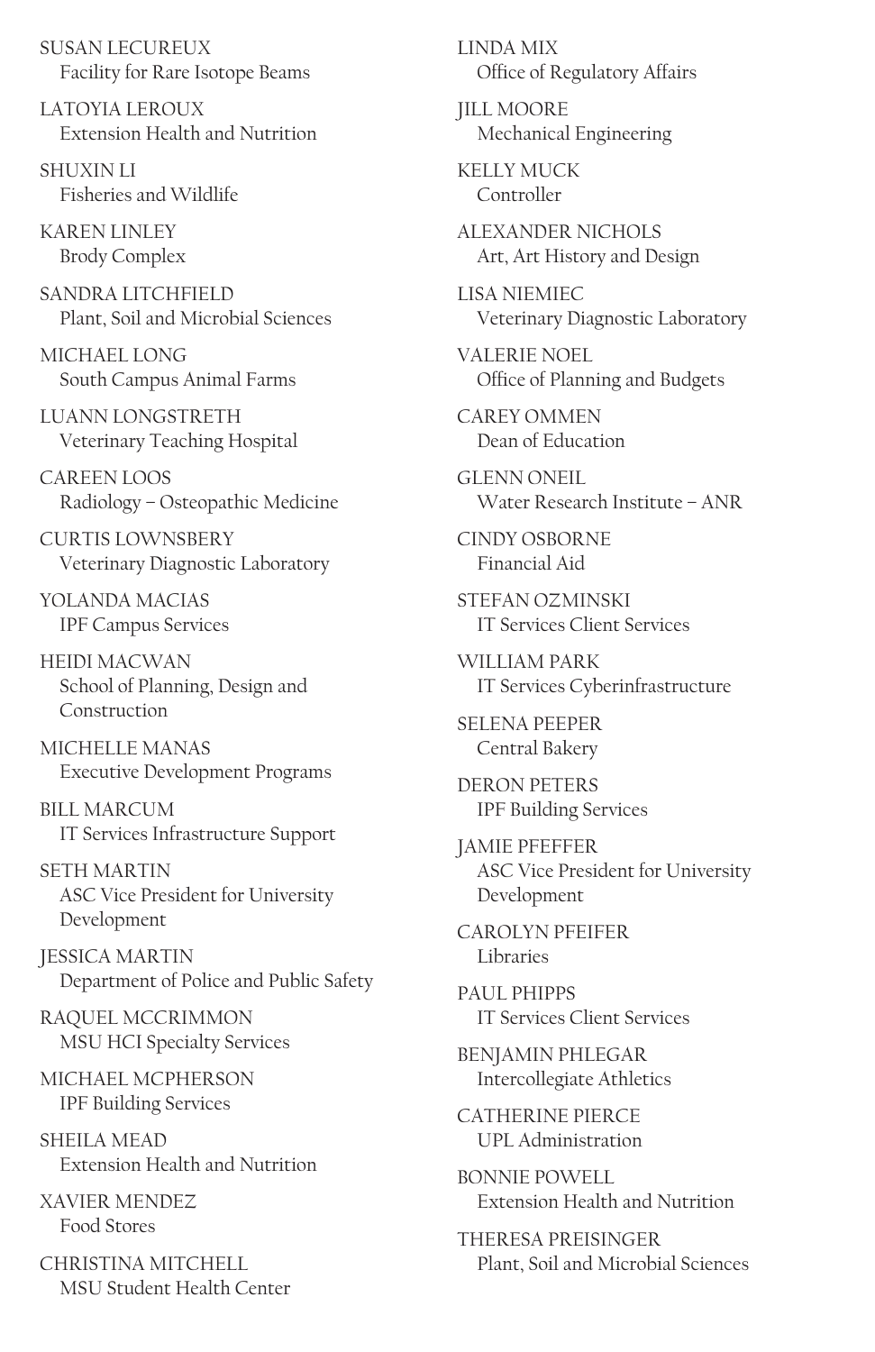SUSAN LECUREUX
Facility for Rare Isotope Beams

LATOYIA LEROUX
Extension Health and Nutrition

SHUXIN LI
Fisheries and Wildlife

KAREN LINLEY
Brody Complex

SANDRA LITCHFIELD
Plant, Soil and Microbial Sciences

MICHAEL LONG
South Campus Animal Farms

LUANN LONGSTRETH
Veterinary Teaching Hospital

CAREEN LOOS
Radiology – Osteopathic Medicine

CURTIS LOWNSBERY
Veterinary Diagnostic Laboratory

YOLANDA MACIAS
IPF Campus Services

HEIDI MACWAN
School of Planning, Design and Construction

MICHELLE MANAS
Executive Development Programs

BILL MARCUM
IT Services Infrastructure Support

SETH MARTIN
ASC Vice President for University Development

JESSICA MARTIN
Department of Police and Public Safety

RAQUEL MCCRIMMON
MSU HCI Specialty Services

MICHAEL MCPHERSON
IPF Building Services

SHEILA MEAD
Extension Health and Nutrition

XAVIER MENDEZ
Food Stores

CHRISTINA MITCHELL
MSU Student Health Center

LINDA MIX
Office of Regulatory Affairs

JILL MOORE
Mechanical Engineering

KELLY MUCK
Controller

ALEXANDER NICHOLS
Art, Art History and Design

LISA NIEMIEC
Veterinary Diagnostic Laboratory

VALERIE NOEL
Office of Planning and Budgets

CAREY OMMEN
Dean of Education

GLENN ONEIL
Water Research Institute – ANR

CINDY OSBORNE
Financial Aid

STEFAN OZMINSKI
IT Services Client Services

WILLIAM PARK
IT Services Cyberinfrastructure

SELENA PEEPER
Central Bakery

DERON PETERS
IPF Building Services

JAMIE PFEFFER
ASC Vice President for University Development

CAROLYN PFEIFER
Libraries

PAUL PHIPPS
IT Services Client Services

BENJAMIN PHLEGAR
Intercollegiate Athletics

CATHERINE PIERCE
UPL Administration

BONNIE POWELL
Extension Health and Nutrition

THERESA PREISINGER
Plant, Soil and Microbial Sciences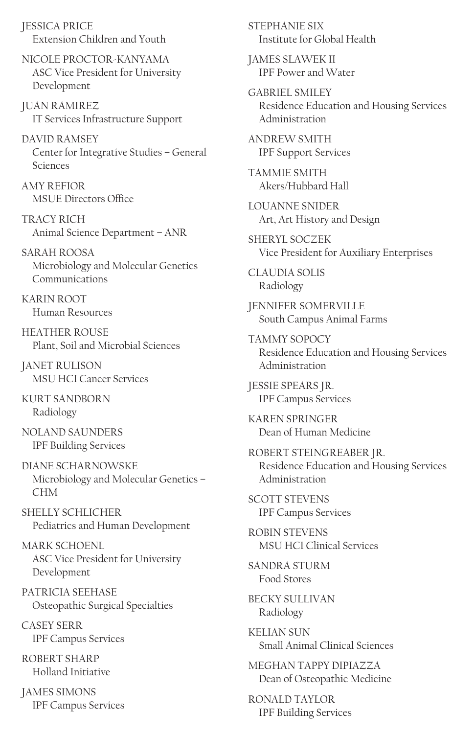JESSICA PRICE
Extension Children and Youth

NICOLE PROCTOR-KANYAMA
ASC Vice President for University Development

JUAN RAMIREZ
IT Services Infrastructure Support

DAVID RAMSEY
Center for Integrative Studies – General Sciences

AMY REFIOR
MSUE Directors Office

TRACY RICH
Animal Science Department – ANR

SARAH ROOSA
Microbiology and Molecular Genetics Communications

KARIN ROOT
Human Resources

HEATHER ROUSE
Plant, Soil and Microbial Sciences

JANET RULISON
MSU HCI Cancer Services

KURT SANDBORN
Radiology

NOLAND SAUNDERS
IPF Building Services

DIANE SCHARNOWSKE
Microbiology and Molecular Genetics – CHM

SHELLY SCHLICHER
Pediatrics and Human Development

MARK SCHOENL
ASC Vice President for University Development

PATRICIA SEEHASE
Osteopathic Surgical Specialties

CASEY SERR
IPF Campus Services

ROBERT SHARP
Holland Initiative

JAMES SIMONS
IPF Campus Services

STEPHANIE SIX
Institute for Global Health

JAMES SLAWEK II
IPF Power and Water

GABRIEL SMILEY
Residence Education and Housing Services Administration

ANDREW SMITH
IPF Support Services

TAMMIE SMITH
Akers/Hubbard Hall

LOUANNE SNIDER
Art, Art History and Design

SHERYL SOCZEK
Vice President for Auxiliary Enterprises

CLAUDIA SOLIS
Radiology

JENNIFER SOMERVILLE
South Campus Animal Farms

TAMMY SOPOCY
Residence Education and Housing Services Administration

JESSIE SPEARS JR.
IPF Campus Services

KAREN SPRINGER
Dean of Human Medicine

ROBERT STEINGREABER JR.
Residence Education and Housing Services Administration

SCOTT STEVENS
IPF Campus Services

ROBIN STEVENS
MSU HCI Clinical Services

SANDRA STURM
Food Stores

BECKY SULLIVAN
Radiology

KELIAN SUN
Small Animal Clinical Sciences

MEGHAN TAPPY DIPIAZZA
Dean of Osteopathic Medicine

RONALD TAYLOR
IPF Building Services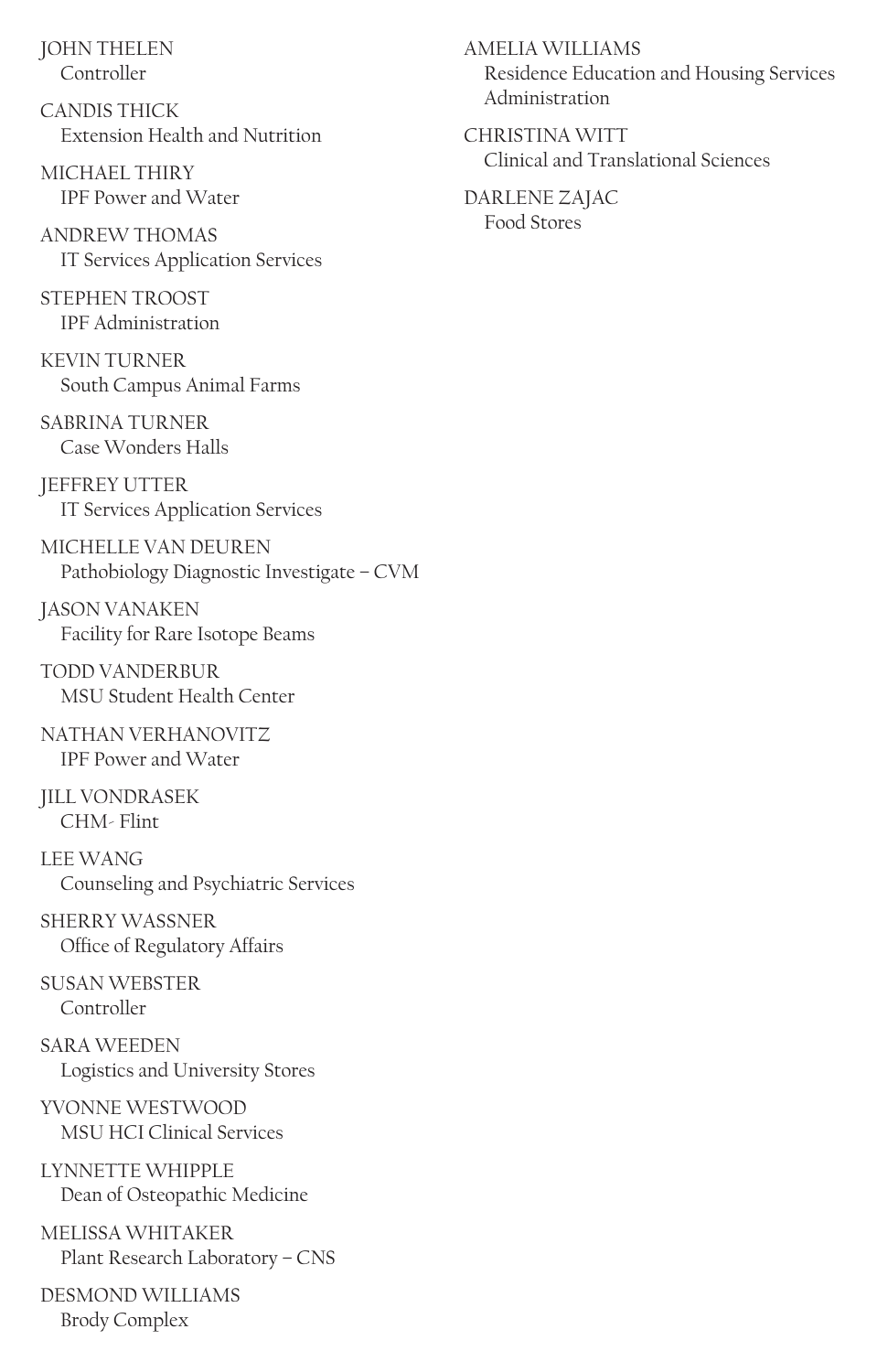JOHN THELEN
Controller

CANDIS THICK
Extension Health and Nutrition

MICHAEL THIRY
IPF Power and Water

ANDREW THOMAS
IT Services Application Services

STEPHEN TROOST
IPF Administration

KEVIN TURNER
South Campus Animal Farms

SABRINA TURNER
Case Wonders Halls

JEFFREY UTTER
IT Services Application Services

MICHELLE VAN DEUREN
Pathobiology Diagnostic Investigate – CVM

JASON VANAKEN
Facility for Rare Isotope Beams

TODD VANDERBUR
MSU Student Health Center

NATHAN VERHANOVITZ
IPF Power and Water

JILL VONDRASEK
CHM- Flint

LEE WANG
Counseling and Psychiatric Services

SHERRY WASSNER
Office of Regulatory Affairs

SUSAN WEBSTER
Controller

SARA WEEDEN
Logistics and University Stores

YVONNE WESTWOOD
MSU HCI Clinical Services

LYNNETTE WHIPPLE
Dean of Osteopathic Medicine

MELISSA WHITAKER
Plant Research Laboratory – CNS

DESMOND WILLIAMS
Brody Complex

AMELIA WILLIAMS
Residence Education and Housing Services Administration

CHRISTINA WITT
Clinical and Translational Sciences

DARLENE ZAJAC
Food Stores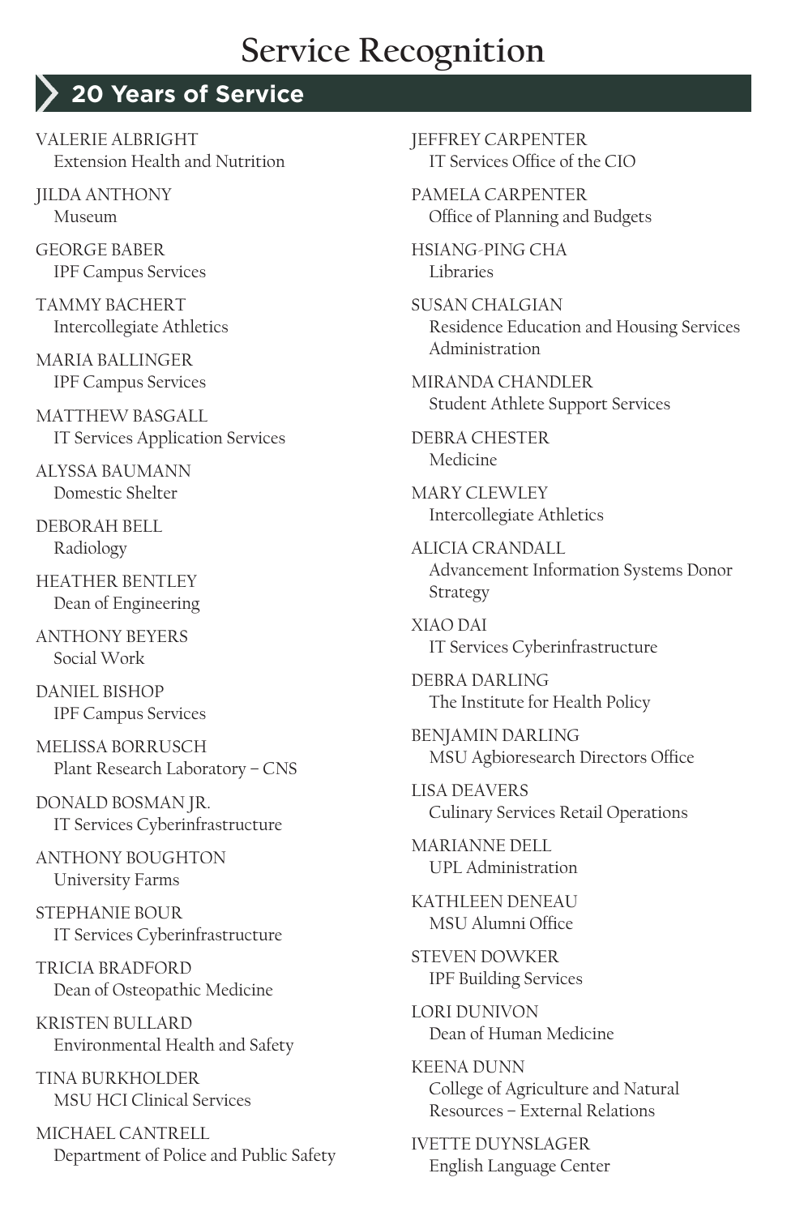# Service Recognition

## 20 Years of Service

VALERIE ALBRIGHT
Extension Health and Nutrition

JILDA ANTHONY
Museum

GEORGE BABER
IPF Campus Services

TAMMY BACHERT
Intercollegiate Athletics

MARIA BALLINGER
IPF Campus Services

MATTHEW BASGALL
IT Services Application Services

ALYSSA BAUMANN
Domestic Shelter

DEBORAH BELL
Radiology

HEATHER BENTLEY
Dean of Engineering

ANTHONY BEYERS
Social Work

DANIEL BISHOP
IPF Campus Services

MELISSA BORRUSCH
Plant Research Laboratory – CNS

DONALD BOSMAN JR.
IT Services Cyberinfrastructure

ANTHONY BOUGHTON
University Farms

STEPHANIE BOUR
IT Services Cyberinfrastructure

TRICIA BRADFORD
Dean of Osteopathic Medicine

KRISTEN BULLARD
Environmental Health and Safety

TINA BURKHOLDER
MSU HCI Clinical Services

MICHAEL CANTRELL
Department of Police and Public Safety

JEFFREY CARPENTER
IT Services Office of the CIO

PAMELA CARPENTER
Office of Planning and Budgets

HSIANG-PING CHA
Libraries

SUSAN CHALGIAN
Residence Education and Housing Services Administration

MIRANDA CHANDLER
Student Athlete Support Services

DEBRA CHESTER
Medicine

MARY CLEWLEY
Intercollegiate Athletics

ALICIA CRANDALL
Advancement Information Systems Donor Strategy

XIAO DAI
IT Services Cyberinfrastructure

DEBRA DARLING
The Institute for Health Policy

BENJAMIN DARLING
MSU Agbioresearch Directors Office

LISA DEAVERS
Culinary Services Retail Operations

MARIANNE DELL
UPL Administration

KATHLEEN DENEAU
MSU Alumni Office

STEVEN DOWKER
IPF Building Services

LORI DUNIVON
Dean of Human Medicine

KEENA DUNN
College of Agriculture and Natural Resources – External Relations

IVETTE DUYNSLAGER
English Language Center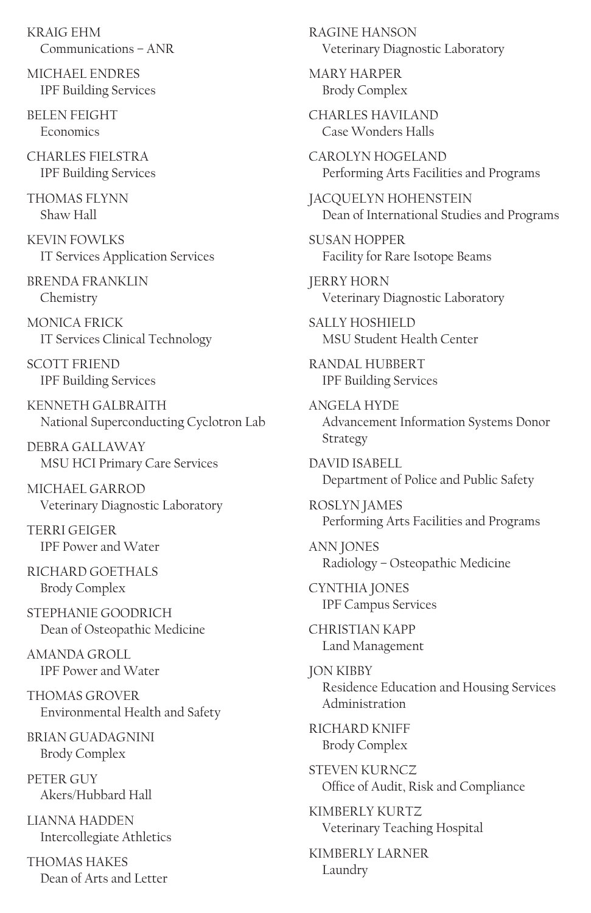KRAIG EHM
Communications – ANR

MICHAEL ENDRES
IPF Building Services

BELEN FEIGHT
Economics

CHARLES FIELSTRA
IPF Building Services

THOMAS FLYNN
Shaw Hall

KEVIN FOWLKS
IT Services Application Services

BRENDA FRANKLIN
Chemistry

MONICA FRICK
IT Services Clinical Technology

SCOTT FRIEND
IPF Building Services

KENNETH GALBRAITH
National Superconducting Cyclotron Lab

DEBRA GALLAWAY
MSU HCI Primary Care Services

MICHAEL GARROD
Veterinary Diagnostic Laboratory

TERRI GEIGER
IPF Power and Water

RICHARD GOETHALS
Brody Complex

STEPHANIE GOODRICH
Dean of Osteopathic Medicine

AMANDA GROLL
IPF Power and Water

THOMAS GROVER
Environmental Health and Safety

BRIAN GUADAGNINI
Brody Complex

PETER GUY
Akers/Hubbard Hall

LIANNA HADDEN
Intercollegiate Athletics

THOMAS HAKES
Dean of Arts and Letter

RAGINE HANSON
Veterinary Diagnostic Laboratory

MARY HARPER
Brody Complex

CHARLES HAVILAND
Case Wonders Halls

CAROLYN HOGELAND
Performing Arts Facilities and Programs

JACQUELYN HOHENSTEIN
Dean of International Studies and Programs

SUSAN HOPPER
Facility for Rare Isotope Beams

JERRY HORN
Veterinary Diagnostic Laboratory

SALLY HOSHIELD
MSU Student Health Center

RANDAL HUBBERT
IPF Building Services

ANGELA HYDE
Advancement Information Systems Donor Strategy

DAVID ISABELL
Department of Police and Public Safety

ROSLYN JAMES
Performing Arts Facilities and Programs

ANN JONES
Radiology – Osteopathic Medicine

CYNTHIA JONES
IPF Campus Services

CHRISTIAN KAPP
Land Management

JON KIBBY
Residence Education and Housing Services Administration

RICHARD KNIFF
Brody Complex

STEVEN KURNCZ
Office of Audit, Risk and Compliance

KIMBERLY KURTZ
Veterinary Teaching Hospital

KIMBERLY LARNER
Laundry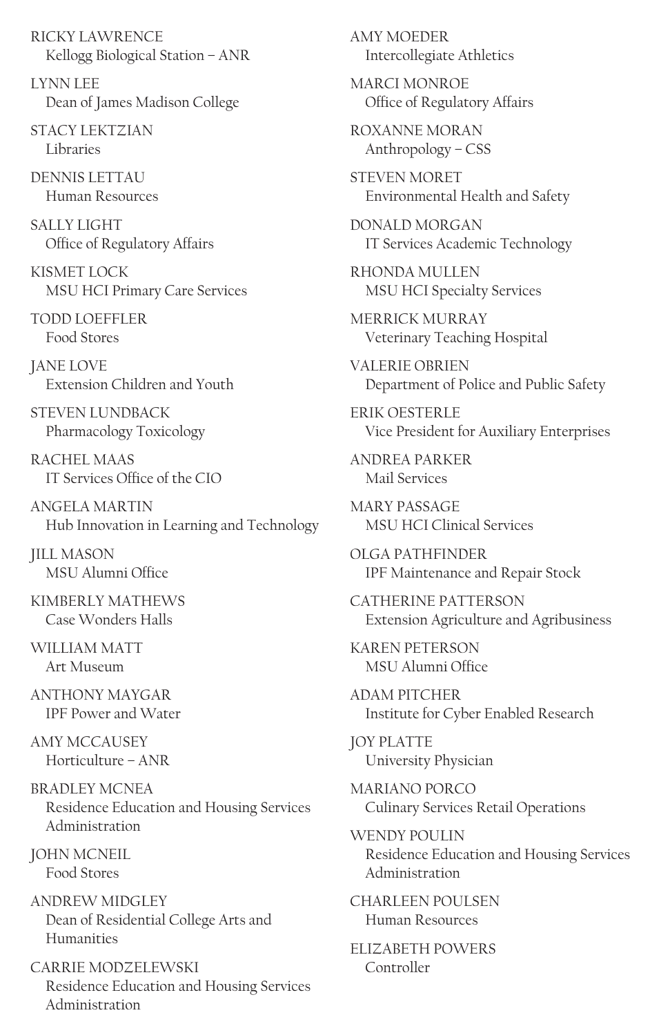RICKY LAWRENCE
Kellogg Biological Station – ANR

LYNN LEE
Dean of James Madison College

STACY LEKTZIAN
Libraries

DENNIS LETTAU
Human Resources

SALLY LIGHT
Office of Regulatory Affairs

KISMET LOCK
MSU HCI Primary Care Services

TODD LOEFFLER
Food Stores

JANE LOVE
Extension Children and Youth

STEVEN LUNDBACK
Pharmacology Toxicology

RACHEL MAAS
IT Services Office of the CIO

ANGELA MARTIN
Hub Innovation in Learning and Technology

JILL MASON
MSU Alumni Office

KIMBERLY MATHEWS
Case Wonders Halls

WILLIAM MATT
Art Museum

ANTHONY MAYGAR
IPF Power and Water

AMY MCCAUSEY
Horticulture – ANR

BRADLEY MCNEA
Residence Education and Housing Services Administration

JOHN MCNEIL
Food Stores

ANDREW MIDGLEY
Dean of Residential College Arts and Humanities

CARRIE MODZELEWSKI
Residence Education and Housing Services Administration

AMY MOEDER
Intercollegiate Athletics

MARCI MONROE
Office of Regulatory Affairs

ROXANNE MORAN
Anthropology – CSS

STEVEN MORET
Environmental Health and Safety

DONALD MORGAN
IT Services Academic Technology

RHONDA MULLEN
MSU HCI Specialty Services

MERRICK MURRAY
Veterinary Teaching Hospital

VALERIE OBRIEN
Department of Police and Public Safety

ERIK OESTERLE
Vice President for Auxiliary Enterprises

ANDREA PARKER
Mail Services

MARY PASSAGE
MSU HCI Clinical Services

OLGA PATHFINDER
IPF Maintenance and Repair Stock

CATHERINE PATTERSON
Extension Agriculture and Agribusiness

KAREN PETERSON
MSU Alumni Office

ADAM PITCHER
Institute for Cyber Enabled Research

JOY PLATTE
University Physician

MARIANO PORCO
Culinary Services Retail Operations

WENDY POULIN
Residence Education and Housing Services Administration

CHARLEEN POULSEN
Human Resources

ELIZABETH POWERS
Controller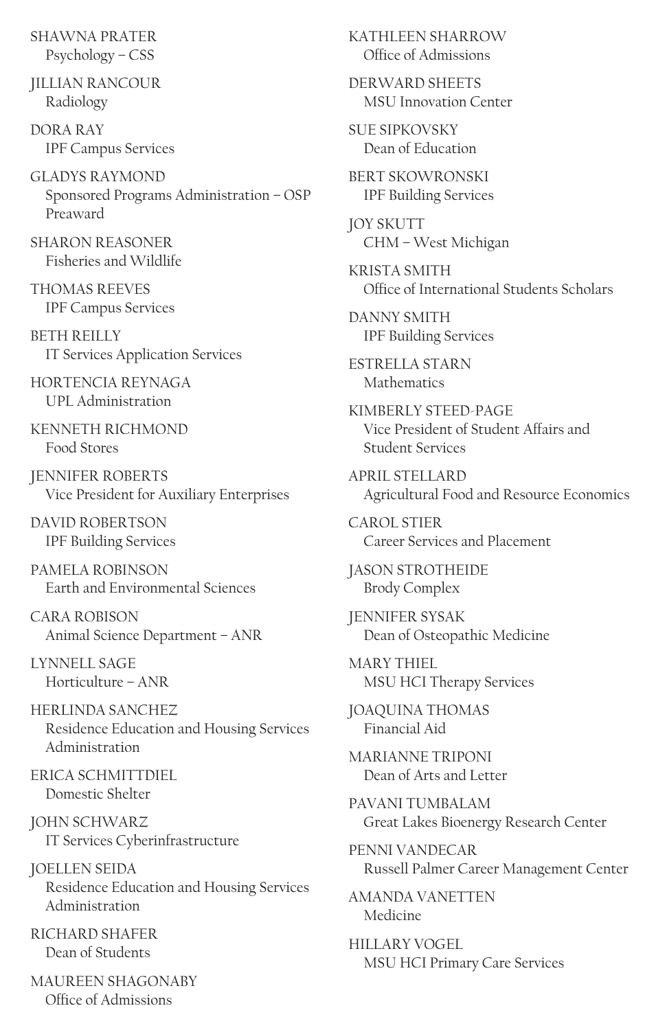SHAWNA PRATER
Psychology – CSS

JILLIAN RANCOUR
Radiology

DORA RAY
IPF Campus Services

GLADYS RAYMOND
Sponsored Programs Administration – OSP Preaward

SHARON REASONER
Fisheries and Wildlife

THOMAS REEVES
IPF Campus Services

BETH REILLY
IT Services Application Services

HORTENCIA REYNAGA
UPL Administration

KENNETH RICHMOND
Food Stores

JENNIFER ROBERTS
Vice President for Auxiliary Enterprises

DAVID ROBERTSON
IPF Building Services

PAMELA ROBINSON
Earth and Environmental Sciences

CARA ROBISON
Animal Science Department – ANR

LYNNELL SAGE
Horticulture – ANR

HERLINDA SANCHEZ
Residence Education and Housing Services Administration

ERICA SCHMITTDIEL
Domestic Shelter

JOHN SCHWARZ
IT Services Cyberinfrastructure

JOELLEN SEIDA
Residence Education and Housing Services Administration

RICHARD SHAFER
Dean of Students

MAUREEN SHAGONABY
Office of Admissions

KATHLEEN SHARROW
Office of Admissions

DERWARD SHEETS
MSU Innovation Center

SUE SIPKOVSKY
Dean of Education

BERT SKOWRONSKI
IPF Building Services

JOY SKUTT
CHM – West Michigan

KRISTA SMITH
Office of International Students Scholars

DANNY SMITH
IPF Building Services

ESTRELLA STARN
Mathematics

KIMBERLY STEED-PAGE
Vice President of Student Affairs and Student Services

APRIL STELLARD
Agricultural Food and Resource Economics

CAROL STIER
Career Services and Placement

JASON STROTHEIDE
Brody Complex

JENNIFER SYSAK
Dean of Osteopathic Medicine

MARY THIEL
MSU HCI Therapy Services

JOAQUINA THOMAS
Financial Aid

MARIANNE TRIPONI
Dean of Arts and Letter

PAVANI TUMBALAM
Great Lakes Bioenergy Research Center

PENNI VANDECAR
Russell Palmer Career Management Center

AMANDA VANETTEN
Medicine

HILLARY VOGEL
MSU HCI Primary Care Services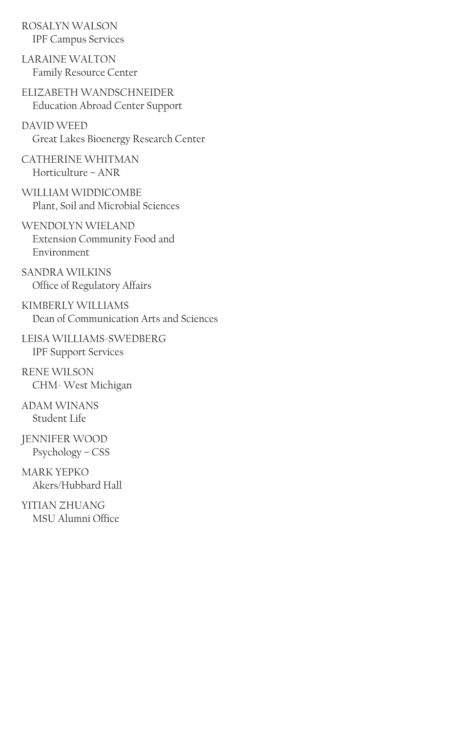ROSALYN WALSON
IPF Campus Services

LARAINE WALTON
Family Resource Center

ELIZABETH WANDSCHNEIDER
Education Abroad Center Support

DAVID WEED
Great Lakes Bioenergy Research Center

CATHERINE WHITMAN
Horticulture – ANR

WILLIAM WIDDICOMBE
Plant, Soil and Microbial Sciences

WENDOLYN WIELAND
Extension Community Food and Environment

SANDRA WILKINS
Office of Regulatory Affairs

KIMBERLY WILLIAMS
Dean of Communication Arts and Sciences

LEISA WILLIAMS-SWEDBERG
IPF Support Services

RENE WILSON
CHM- West Michigan

ADAM WINANS
Student Life

JENNIFER WOOD
Psychology – CSS

MARK YEPKO
Akers/Hubbard Hall

YITIAN ZHUANG
MSU Alumni Office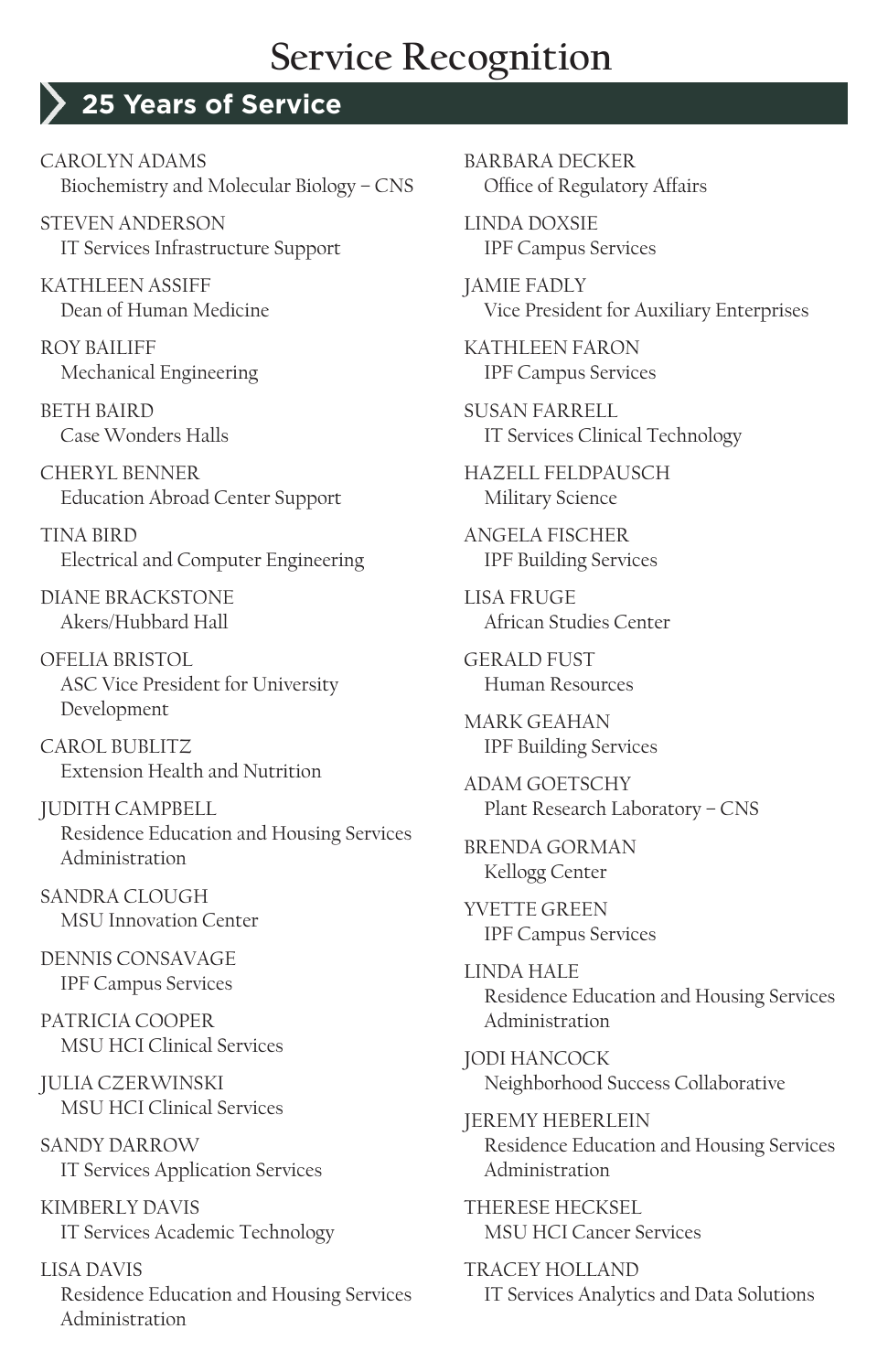# Service Recognition

## 25 Years of Service

CAROLYN ADAMS
Biochemistry and Molecular Biology – CNS

STEVEN ANDERSON
IT Services Infrastructure Support

KATHLEEN ASSIFF
Dean of Human Medicine

ROY BAILIFF
Mechanical Engineering

BETH BAIRD
Case Wonders Halls

CHERYL BENNER
Education Abroad Center Support

TINA BIRD
Electrical and Computer Engineering

DIANE BRACKSTONE
Akers/Hubbard Hall

OFELIA BRISTOL
ASC Vice President for University Development

CAROL BUBLITZ
Extension Health and Nutrition

JUDITH CAMPBELL
Residence Education and Housing Services Administration

SANDRA CLOUGH
MSU Innovation Center

DENNIS CONSAVAGE
IPF Campus Services

PATRICIA COOPER
MSU HCI Clinical Services

JULIA CZERWINSKI
MSU HCI Clinical Services

SANDY DARROW
IT Services Application Services

KIMBERLY DAVIS
IT Services Academic Technology

LISA DAVIS
Residence Education and Housing Services Administration

BARBARA DECKER
Office of Regulatory Affairs

LINDA DOXSIE
IPF Campus Services

JAMIE FADLY
Vice President for Auxiliary Enterprises

KATHLEEN FARON
IPF Campus Services

SUSAN FARRELL
IT Services Clinical Technology

HAZELL FELDPAUSCH
Military Science

ANGELA FISCHER
IPF Building Services

LISA FRUGE
African Studies Center

GERALD FUST
Human Resources

MARK GEAHAN
IPF Building Services

ADAM GOETSCHY
Plant Research Laboratory – CNS

BRENDA GORMAN
Kellogg Center

YVETTE GREEN
IPF Campus Services

LINDA HALE
Residence Education and Housing Services Administration

JODI HANCOCK
Neighborhood Success Collaborative

JEREMY HEBERLEIN
Residence Education and Housing Services Administration

THERESE HECKSEL
MSU HCI Cancer Services

TRACEY HOLLAND
IT Services Analytics and Data Solutions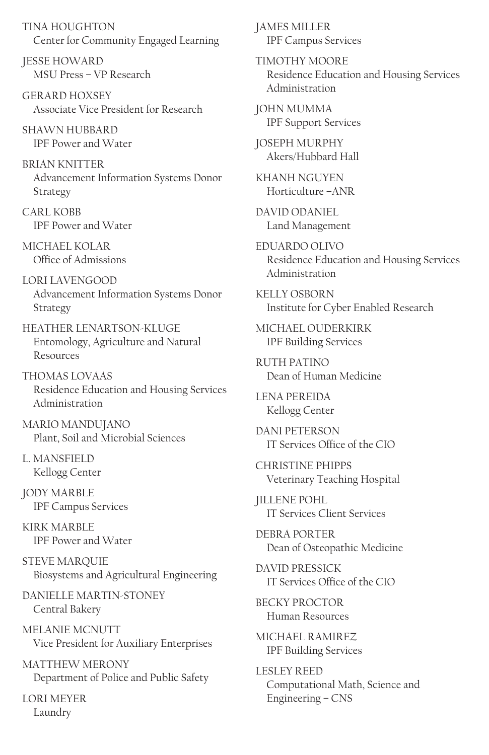TINA HOUGHTON
Center for Community Engaged Learning

JESSE HOWARD
MSU Press – VP Research

GERARD HOXSEY
Associate Vice President for Research

SHAWN HUBBARD
IPF Power and Water

BRIAN KNITTER
Advancement Information Systems Donor Strategy

CARL KOBB
IPF Power and Water

MICHAEL KOLAR
Office of Admissions

LORI LAVENGOOD
Advancement Information Systems Donor Strategy

HEATHER LENARTSON-KLUGE
Entomology, Agriculture and Natural Resources

THOMAS LOVAAS
Residence Education and Housing Services Administration

MARIO MANDUJANO
Plant, Soil and Microbial Sciences

L. MANSFIELD
Kellogg Center

JODY MARBLE
IPF Campus Services

KIRK MARBLE
IPF Power and Water

STEVE MARQUIE
Biosystems and Agricultural Engineering

DANIELLE MARTIN-STONEY
Central Bakery

MELANIE MCNUTT
Vice President for Auxiliary Enterprises

MATTHEW MERONY
Department of Police and Public Safety

LORI MEYER
Laundry

JAMES MILLER
IPF Campus Services

TIMOTHY MOORE
Residence Education and Housing Services Administration

JOHN MUMMA
IPF Support Services

JOSEPH MURPHY
Akers/Hubbard Hall

KHANH NGUYEN
Horticulture –ANR

DAVID ODANIEL
Land Management

EDUARDO OLIVO
Residence Education and Housing Services Administration

KELLY OSBORN
Institute for Cyber Enabled Research

MICHAEL OUDERKIRK
IPF Building Services

RUTH PATINO
Dean of Human Medicine

LENA PEREIDA
Kellogg Center

DANI PETERSON
IT Services Office of the CIO

CHRISTINE PHIPPS
Veterinary Teaching Hospital

JILLENE POHL
IT Services Client Services

DEBRA PORTER
Dean of Osteopathic Medicine

DAVID PRESSICK
IT Services Office of the CIO

BECKY PROCTOR
Human Resources

MICHAEL RAMIREZ
IPF Building Services

LESLEY REED
Computational Math, Science and Engineering – CNS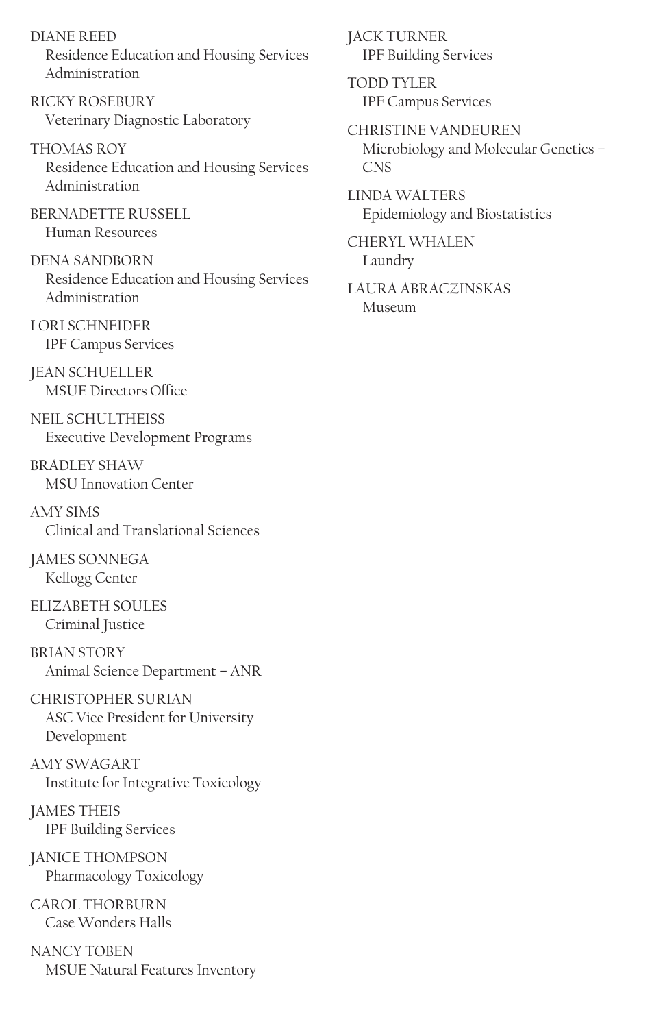DIANE REED
Residence Education and Housing Services Administration

RICKY ROSEBURY
Veterinary Diagnostic Laboratory

THOMAS ROY
Residence Education and Housing Services Administration

BERNADETTE RUSSELL
Human Resources

DENA SANDBORN
Residence Education and Housing Services Administration

LORI SCHNEIDER
IPF Campus Services

JEAN SCHUELLER
MSUE Directors Office

NEIL SCHULTHEISS
Executive Development Programs

BRADLEY SHAW
MSU Innovation Center

AMY SIMS
Clinical and Translational Sciences

JAMES SONNEGA
Kellogg Center

ELIZABETH SOULES
Criminal Justice

BRIAN STORY
Animal Science Department – ANR

CHRISTOPHER SURIAN
ASC Vice President for University Development

AMY SWAGART
Institute for Integrative Toxicology

JAMES THEIS
IPF Building Services

JANICE THOMPSON
Pharmacology Toxicology

CAROL THORBURN
Case Wonders Halls

NANCY TOBEN
MSUE Natural Features Inventory

JACK TURNER
IPF Building Services

TODD TYLER
IPF Campus Services

CHRISTINE VANDEUREN
Microbiology and Molecular Genetics – CNS

LINDA WALTERS
Epidemiology and Biostatistics

CHERYL WHALEN
Laundry

LAURA ABRACZINSKAS
Museum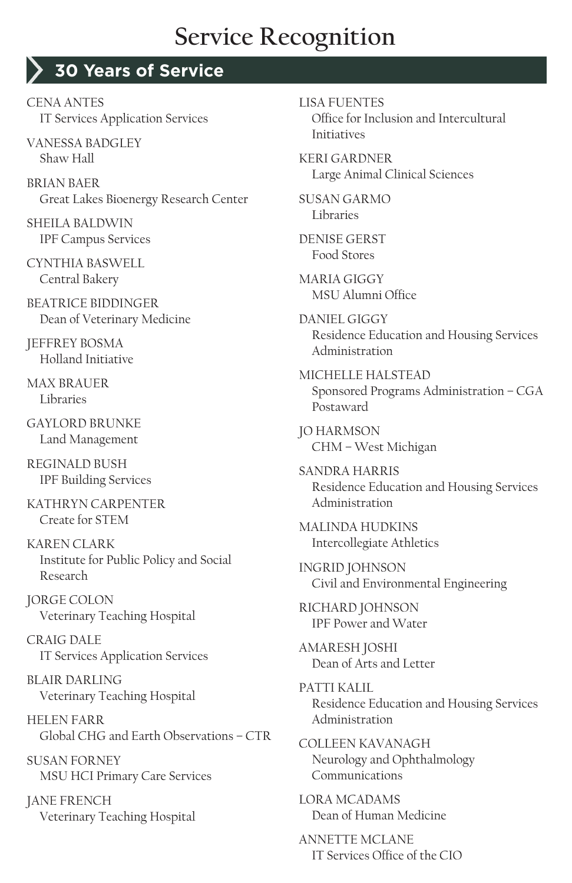# Service Recognition

## 30 Years of Service

CENA ANTES
IT Services Application Services

VANESSA BADGLEY
Shaw Hall

BRIAN BAER
Great Lakes Bioenergy Research Center

SHEILA BALDWIN
IPF Campus Services

CYNTHIA BASWELL
Central Bakery

BEATRICE BIDDINGER
Dean of Veterinary Medicine

JEFFREY BOSMA
Holland Initiative

MAX BRAUER
Libraries

GAYLORD BRUNKE
Land Management

REGINALD BUSH
IPF Building Services

KATHRYN CARPENTER
Create for STEM

KAREN CLARK
Institute for Public Policy and Social Research

JORGE COLON
Veterinary Teaching Hospital

CRAIG DALE
IT Services Application Services

BLAIR DARLING
Veterinary Teaching Hospital

HELEN FARR
Global CHG and Earth Observations – CTR

SUSAN FORNEY
MSU HCI Primary Care Services

JANE FRENCH
Veterinary Teaching Hospital

LISA FUENTES
Office for Inclusion and Intercultural Initiatives

KERI GARDNER
Large Animal Clinical Sciences

SUSAN GARMO
Libraries

DENISE GERST
Food Stores

MARIA GIGGY
MSU Alumni Office

DANIEL GIGGY
Residence Education and Housing Services Administration

MICHELLE HALSTEAD
Sponsored Programs Administration – CGA Postaward

JO HARMSON
CHM – West Michigan

SANDRA HARRIS
Residence Education and Housing Services Administration

MALINDA HUDKINS
Intercollegiate Athletics

INGRID JOHNSON
Civil and Environmental Engineering

RICHARD JOHNSON
IPF Power and Water

AMARESH JOSHI
Dean of Arts and Letter

PATTI KALIL
Residence Education and Housing Services Administration

COLLEEN KAVANAGH
Neurology and Ophthalmology Communications

LORA MCADAMS
Dean of Human Medicine

ANNETTE MCLANE
IT Services Office of the CIO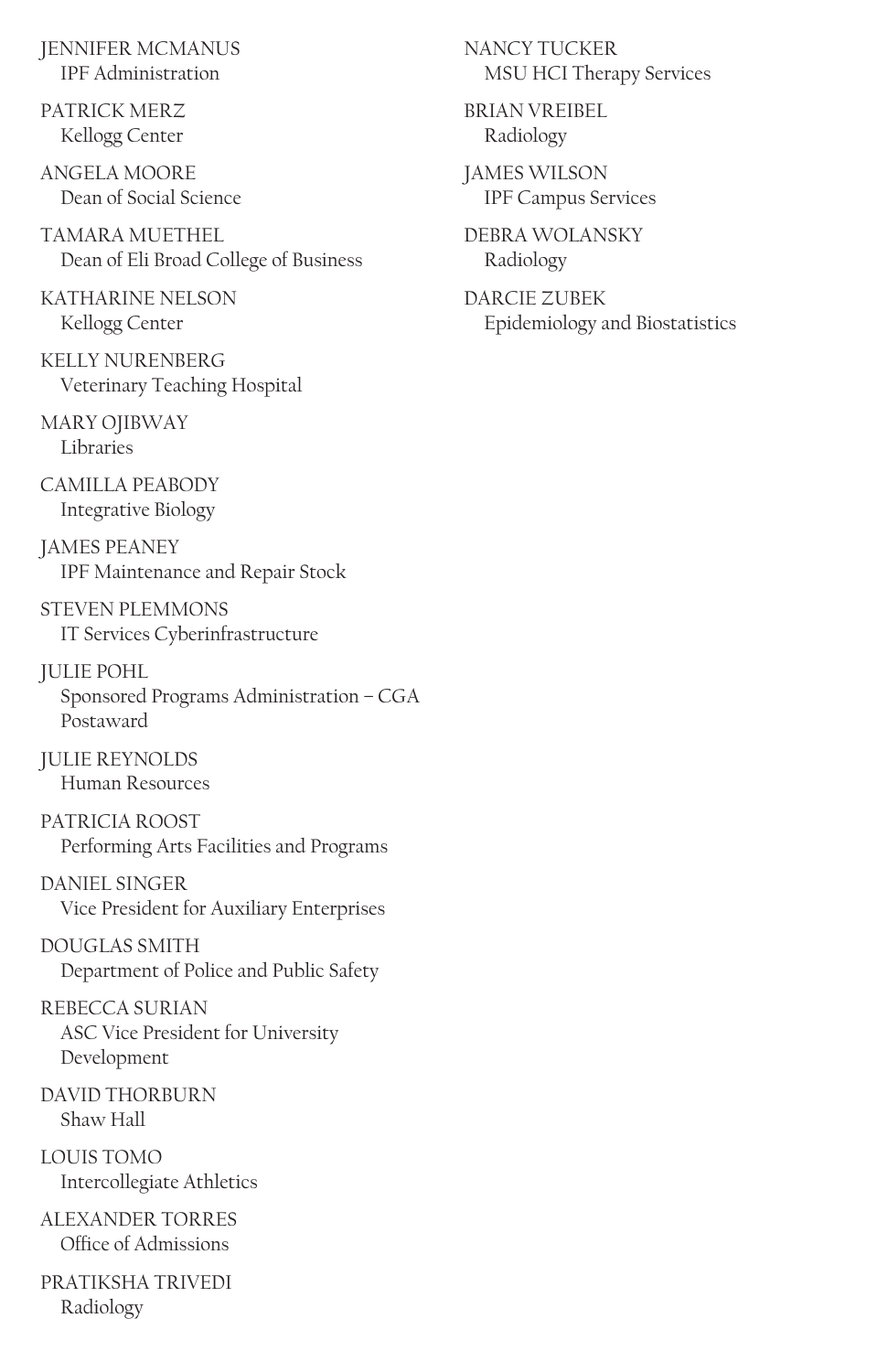JENNIFER MCMANUS
IPF Administration

PATRICK MERZ
Kellogg Center

ANGELA MOORE
Dean of Social Science

TAMARA MUETHEL
Dean of Eli Broad College of Business

KATHARINE NELSON
Kellogg Center

KELLY NURENBERG
Veterinary Teaching Hospital

MARY OJIBWAY
Libraries

CAMILLA PEABODY
Integrative Biology

JAMES PEANEY
IPF Maintenance and Repair Stock

STEVEN PLEMMONS
IT Services Cyberinfrastructure

JULIE POHL
Sponsored Programs Administration – CGA Postaward

JULIE REYNOLDS
Human Resources

PATRICIA ROOST
Performing Arts Facilities and Programs

DANIEL SINGER
Vice President for Auxiliary Enterprises

DOUGLAS SMITH
Department of Police and Public Safety

REBECCA SURIAN
ASC Vice President for University Development

DAVID THORBURN
Shaw Hall

LOUIS TOMO
Intercollegiate Athletics

ALEXANDER TORRES
Office of Admissions

PRATIKSHA TRIVEDI
Radiology

NANCY TUCKER
MSU HCI Therapy Services

BRIAN VREIBEL
Radiology

JAMES WILSON
IPF Campus Services

DEBRA WOLANSKY
Radiology

DARCIE ZUBEK
Epidemiology and Biostatistics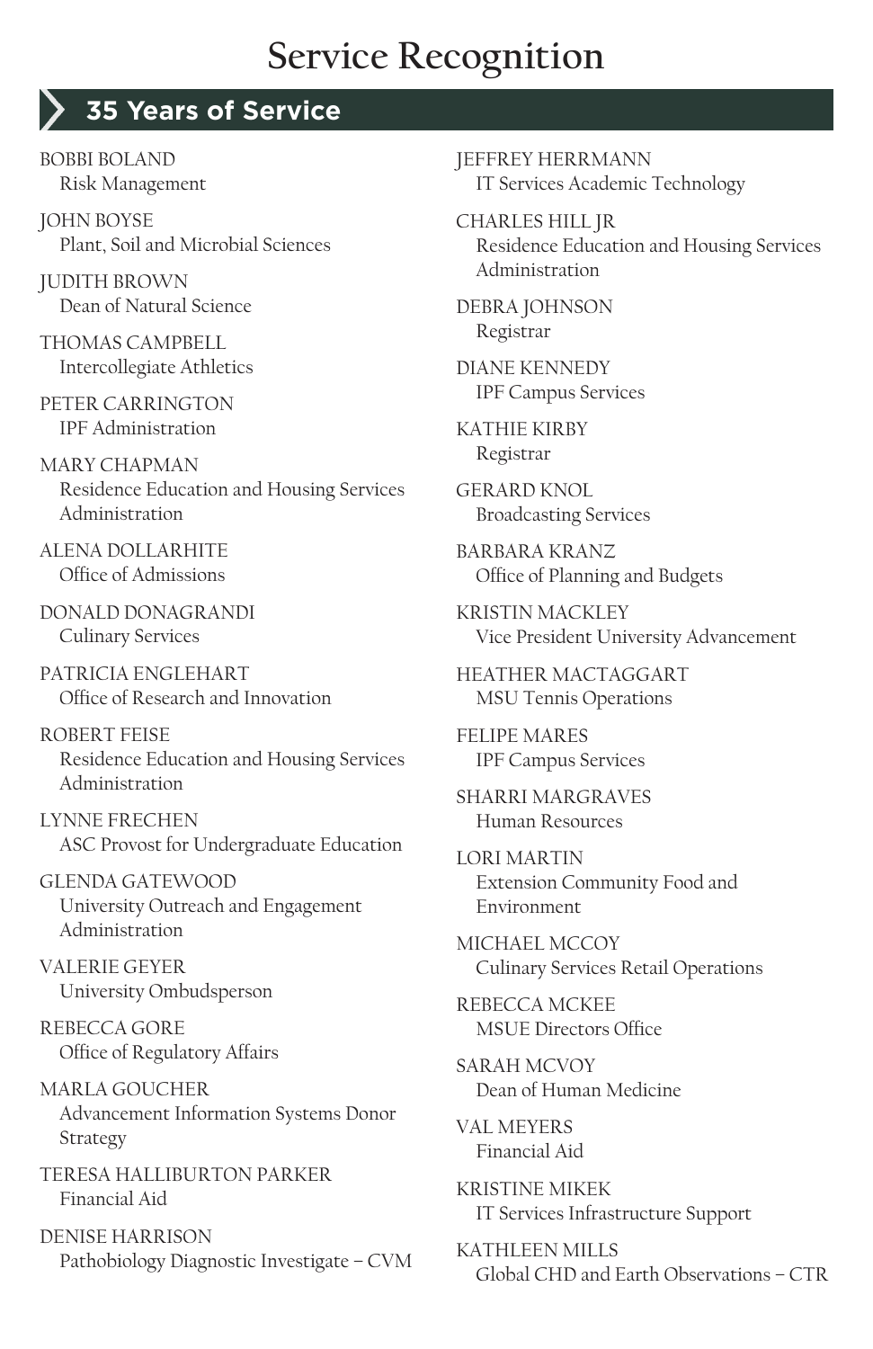# Service Recognition

## 35 Years of Service

BOBBI BOLAND
Risk Management

JOHN BOYSE
Plant, Soil and Microbial Sciences

JUDITH BROWN
Dean of Natural Science

THOMAS CAMPBELL
Intercollegiate Athletics

PETER CARRINGTON
IPF Administration

MARY CHAPMAN
Residence Education and Housing Services Administration

ALENA DOLLARHITE
Office of Admissions

DONALD DONAGRANDI
Culinary Services

PATRICIA ENGLEHART
Office of Research and Innovation

ROBERT FEISE
Residence Education and Housing Services Administration

LYNNE FRECHEN
ASC Provost for Undergraduate Education

GLENDA GATEWOOD
University Outreach and Engagement Administration

VALERIE GEYER
University Ombudsperson

REBECCA GORE
Office of Regulatory Affairs

MARLA GOUCHER
Advancement Information Systems Donor Strategy

TERESA HALLIBURTON PARKER
Financial Aid

DENISE HARRISON
Pathobiology Diagnostic Investigate – CVM

JEFFREY HERRMANN
IT Services Academic Technology

CHARLES HILL JR
Residence Education and Housing Services Administration

DEBRA JOHNSON
Registrar

DIANE KENNEDY
IPF Campus Services

KATHIE KIRBY
Registrar

GERARD KNOL
Broadcasting Services

BARBARA KRANZ
Office of Planning and Budgets

KRISTIN MACKLEY
Vice President University Advancement

HEATHER MACTAGGART
MSU Tennis Operations

FELIPE MARES
IPF Campus Services

SHARRI MARGRAVES
Human Resources

LORI MARTIN
Extension Community Food and Environment

MICHAEL MCCOY
Culinary Services Retail Operations

REBECCA MCKEE
MSUE Directors Office

SARAH MCVOY
Dean of Human Medicine

VAL MEYERS
Financial Aid

KRISTINE MIKEK
IT Services Infrastructure Support

KATHLEEN MILLS
Global CHD and Earth Observations – CTR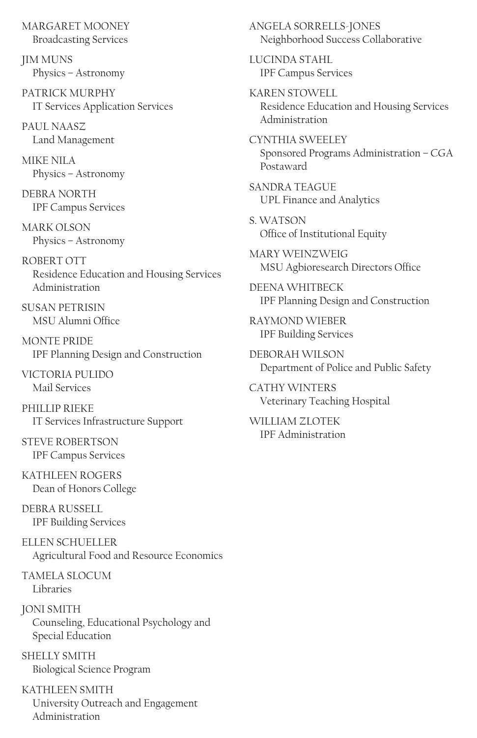MARGARET MOONEY
Broadcasting Services

JIM MUNS
Physics – Astronomy

PATRICK MURPHY
IT Services Application Services

PAUL NAASZ
Land Management

MIKE NILA
Physics – Astronomy

DEBRA NORTH
IPF Campus Services

MARK OLSON
Physics – Astronomy

ROBERT OTT
Residence Education and Housing Services Administration

SUSAN PETRISIN
MSU Alumni Office

MONTE PRIDE
IPF Planning Design and Construction

VICTORIA PULIDO
Mail Services

PHILLIP RIEKE
IT Services Infrastructure Support

STEVE ROBERTSON
IPF Campus Services

KATHLEEN ROGERS
Dean of Honors College

DEBRA RUSSELL
IPF Building Services

ELLEN SCHUELLER
Agricultural Food and Resource Economics

TAMELA SLOCUM
Libraries

JONI SMITH
Counseling, Educational Psychology and Special Education

SHELLY SMITH
Biological Science Program

KATHLEEN SMITH
University Outreach and Engagement Administration

ANGELA SORRELLS-JONES
Neighborhood Success Collaborative

LUCINDA STAHL
IPF Campus Services

KAREN STOWELL
Residence Education and Housing Services Administration

CYNTHIA SWEELEY
Sponsored Programs Administration – CGA Postaward

SANDRA TEAGUE
UPL Finance and Analytics

S. WATSON
Office of Institutional Equity

MARY WEINZWEIG
MSU Agbioresearch Directors Office

DEENA WHITBECK
IPF Planning Design and Construction

RAYMOND WIEBER
IPF Building Services

DEBORAH WILSON
Department of Police and Public Safety

CATHY WINTERS
Veterinary Teaching Hospital

WILLIAM ZLOTEK
IPF Administration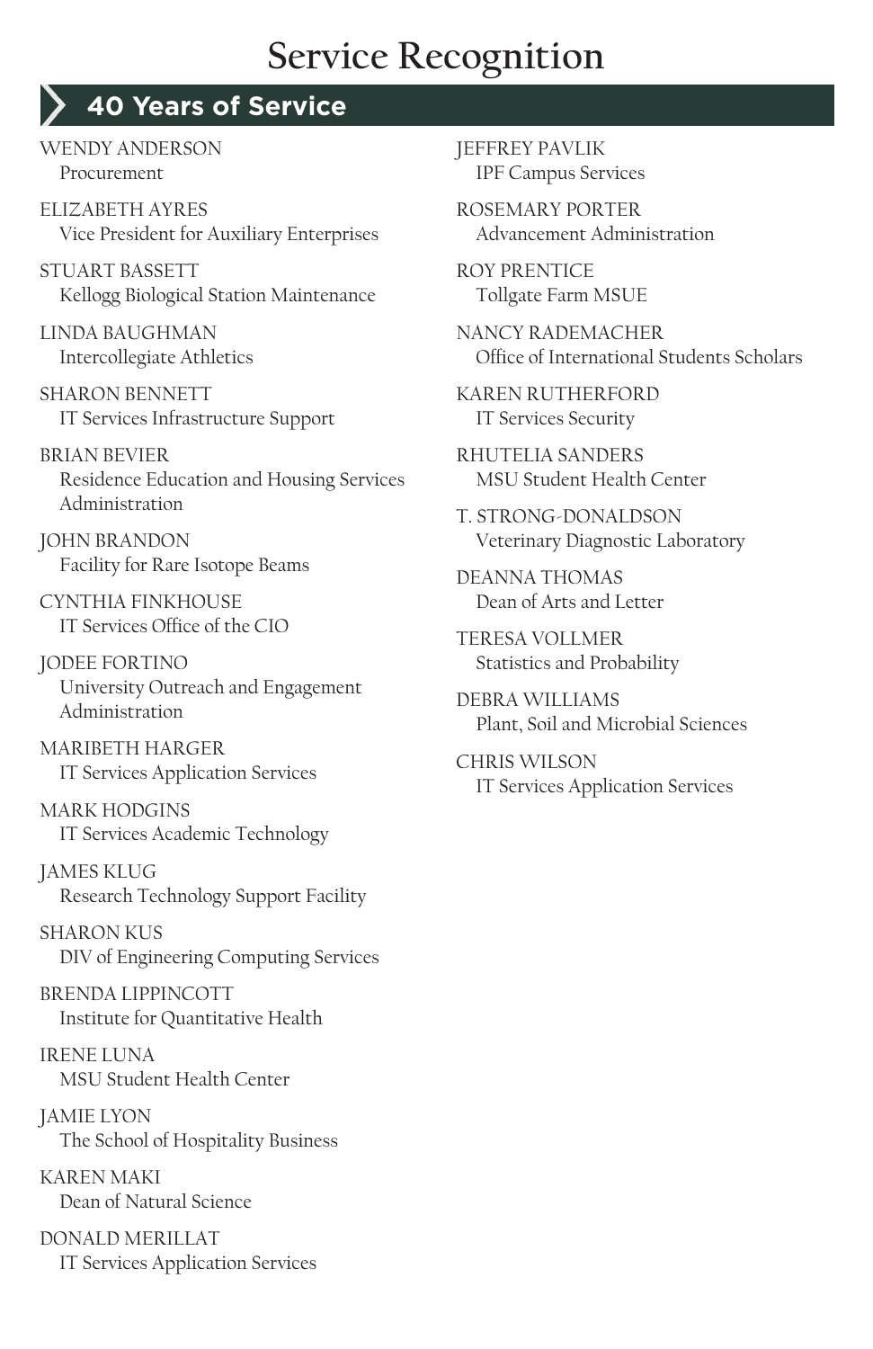# Service Recognition

## 40 Years of Service

WENDY ANDERSON
Procurement

ELIZABETH AYRES
Vice President for Auxiliary Enterprises

STUART BASSETT
Kellogg Biological Station Maintenance

LINDA BAUGHMAN
Intercollegiate Athletics

SHARON BENNETT
IT Services Infrastructure Support

BRIAN BEVIER
Residence Education and Housing Services Administration

JOHN BRANDON
Facility for Rare Isotope Beams

CYNTHIA FINKHOUSE
IT Services Office of the CIO

JODEE FORTINO
University Outreach and Engagement Administration

MARIBETH HARGER
IT Services Application Services

MARK HODGINS
IT Services Academic Technology

JAMES KLUG
Research Technology Support Facility

SHARON KUS
DIV of Engineering Computing Services

BRENDA LIPPINCOTT
Institute for Quantitative Health

IRENE LUNA
MSU Student Health Center

JAMIE LYON
The School of Hospitality Business

KAREN MAKI
Dean of Natural Science

DONALD MERILLAT
IT Services Application Services

JEFFREY PAVLIK
IPF Campus Services

ROSEMARY PORTER
Advancement Administration

ROY PRENTICE
Tollgate Farm MSUE

NANCY RADEMACHER
Office of International Students Scholars

KAREN RUTHERFORD
IT Services Security

RHUTELIA SANDERS
MSU Student Health Center

T. STRONG-DONALDSON
Veterinary Diagnostic Laboratory

DEANNA THOMAS
Dean of Arts and Letter

TERESA VOLLMER
Statistics and Probability

DEBRA WILLIAMS
Plant, Soil and Microbial Sciences

CHRIS WILSON
IT Services Application Services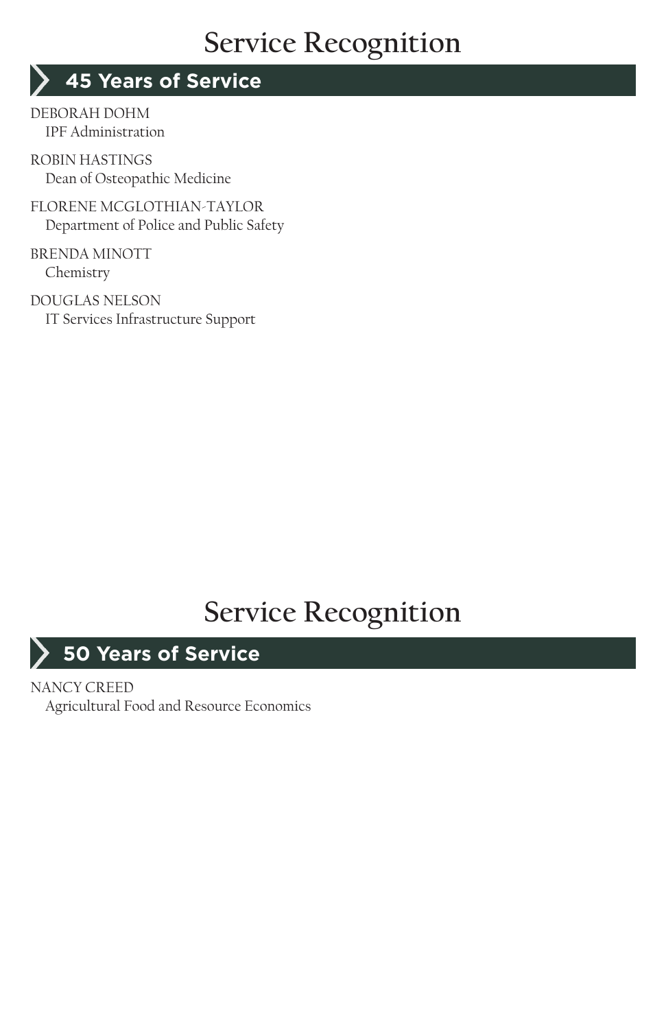# Service Recognition

## 45 Years of Service

DEBORAH DOHM
IPF Administration

ROBIN HASTINGS
Dean of Osteopathic Medicine

FLORENE MCGLOTHIAN-TAYLOR
Department of Police and Public Safety

BRENDA MINOTT
Chemistry

DOUGLAS NELSON
IT Services Infrastructure Support

# Service Recognition

## 50 Years of Service

NANCY CREED
Agricultural Food and Resource Economics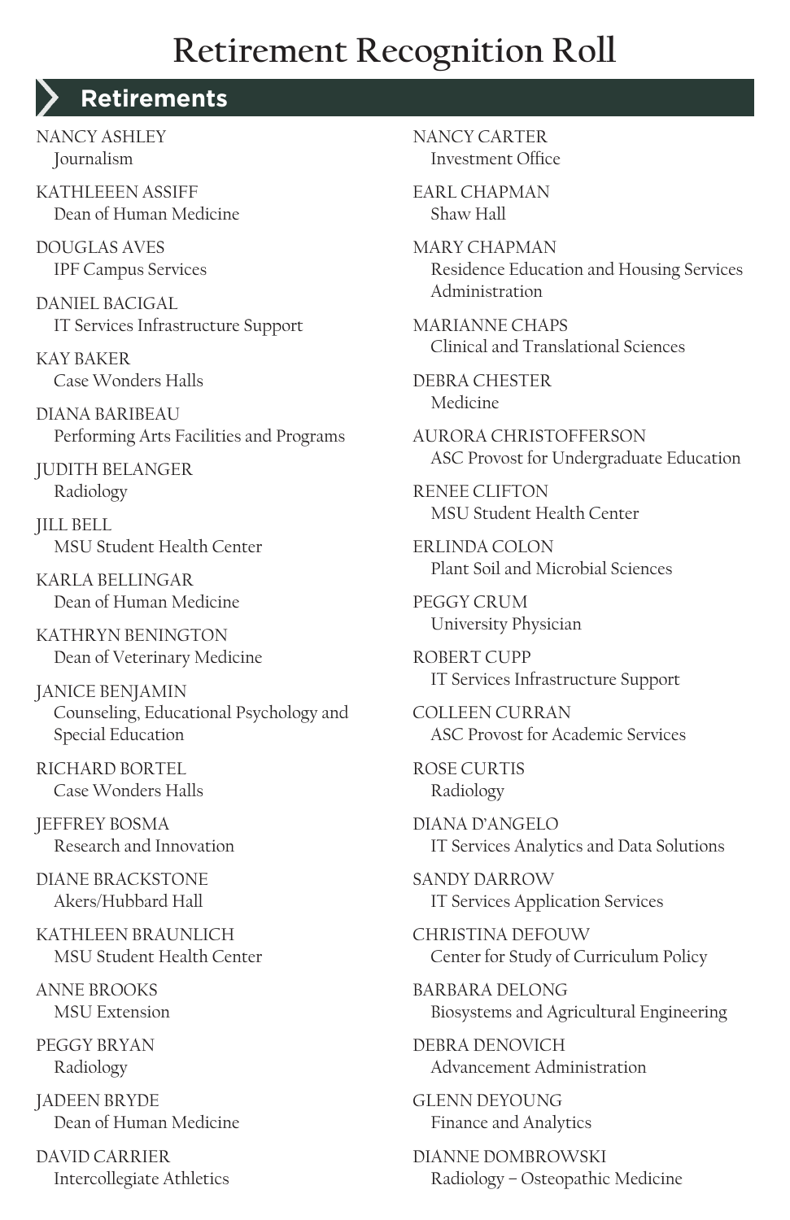# Retirement Recognition Roll

## Retirements

NANCY ASHLEY
Journalism

KATHLEEEN ASSIFF
Dean of Human Medicine

DOUGLAS AVES
IPF Campus Services

DANIEL BACIGAL
IT Services Infrastructure Support

KAY BAKER
Case Wonders Halls

DIANA BARIBEAU
Performing Arts Facilities and Programs

JUDITH BELANGER
Radiology

JILL BELL
MSU Student Health Center

KARLA BELLINGAR
Dean of Human Medicine

KATHRYN BENINGTON
Dean of Veterinary Medicine

JANICE BENJAMIN
Counseling, Educational Psychology and Special Education

RICHARD BORTEL
Case Wonders Halls

JEFFREY BOSMA
Research and Innovation

DIANE BRACKSTONE
Akers/Hubbard Hall

KATHLEEN BRAUNLICH
MSU Student Health Center

ANNE BROOKS
MSU Extension

PEGGY BRYAN
Radiology

JADEEN BRYDE
Dean of Human Medicine

DAVID CARRIER
Intercollegiate Athletics

NANCY CARTER
Investment Office

EARL CHAPMAN
Shaw Hall

MARY CHAPMAN
Residence Education and Housing Services Administration

MARIANNE CHAPS
Clinical and Translational Sciences

DEBRA CHESTER
Medicine

AURORA CHRISTOFFERSON
ASC Provost for Undergraduate Education

RENEE CLIFTON
MSU Student Health Center

ERLINDA COLON
Plant Soil and Microbial Sciences

PEGGY CRUM
University Physician

ROBERT CUPP
IT Services Infrastructure Support

COLLEEN CURRAN
ASC Provost for Academic Services

ROSE CURTIS
Radiology

DIANA D'ANGELO
IT Services Analytics and Data Solutions

SANDY DARROW
IT Services Application Services

CHRISTINA DEFOUW
Center for Study of Curriculum Policy

BARBARA DELONG
Biosystems and Agricultural Engineering

DEBRA DENOVICH
Advancement Administration

GLENN DEYOUNG
Finance and Analytics

DIANNE DOMBROWSKI
Radiology – Osteopathic Medicine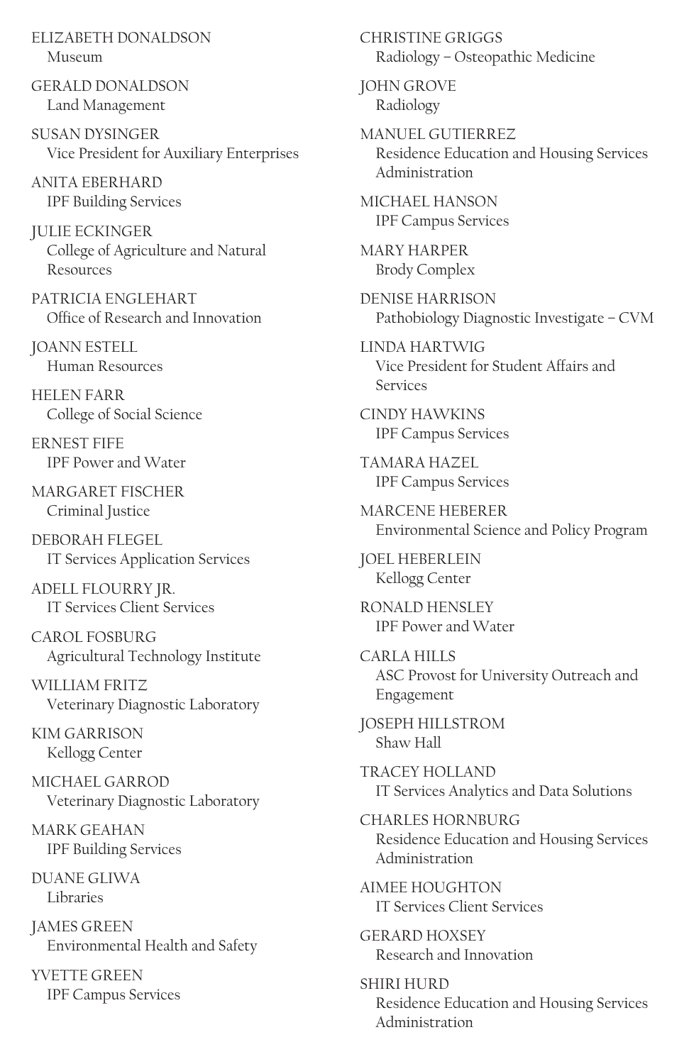ELIZABETH DONALDSON
Museum

GERALD DONALDSON
Land Management

SUSAN DYSINGER
Vice President for Auxiliary Enterprises

ANITA EBERHARD
IPF Building Services

JULIE ECKINGER
College of Agriculture and Natural Resources

PATRICIA ENGLEHART
Office of Research and Innovation

JOANN ESTELL
Human Resources

HELEN FARR
College of Social Science

ERNEST FIFE
IPF Power and Water

MARGARET FISCHER
Criminal Justice

DEBORAH FLEGEL
IT Services Application Services

ADELL FLOURRY JR.
IT Services Client Services

CAROL FOSBURG
Agricultural Technology Institute

WILLIAM FRITZ
Veterinary Diagnostic Laboratory

KIM GARRISON
Kellogg Center

MICHAEL GARROD
Veterinary Diagnostic Laboratory

MARK GEAHAN
IPF Building Services

DUANE GLIWA
Libraries

JAMES GREEN
Environmental Health and Safety

YVETTE GREEN
IPF Campus Services

CHRISTINE GRIGGS
Radiology – Osteopathic Medicine

JOHN GROVE
Radiology

MANUEL GUTIERREZ
Residence Education and Housing Services Administration

MICHAEL HANSON
IPF Campus Services

MARY HARPER
Brody Complex

DENISE HARRISON
Pathobiology Diagnostic Investigate – CVM

LINDA HARTWIG
Vice President for Student Affairs and Services

CINDY HAWKINS
IPF Campus Services

TAMARA HAZEL
IPF Campus Services

MARCENE HEBERER
Environmental Science and Policy Program

JOEL HEBERLEIN
Kellogg Center

RONALD HENSLEY
IPF Power and Water

CARLA HILLS
ASC Provost for University Outreach and Engagement

JOSEPH HILLSTROM
Shaw Hall

TRACEY HOLLAND
IT Services Analytics and Data Solutions

CHARLES HORNBURG
Residence Education and Housing Services Administration

AIMEE HOUGHTON
IT Services Client Services

GERARD HOXSEY
Research and Innovation

SHIRI HURD
Residence Education and Housing Services Administration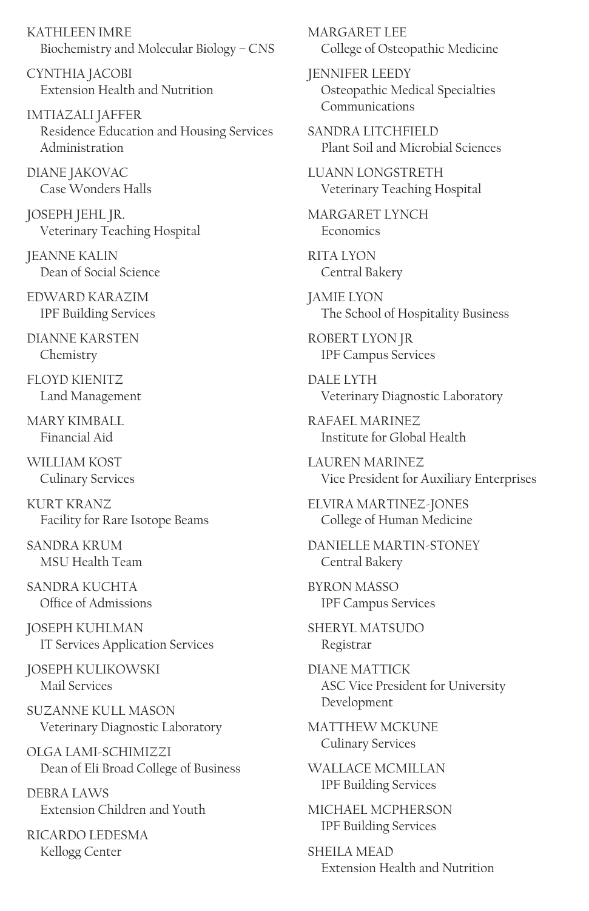KATHLEEN IMRE
Biochemistry and Molecular Biology – CNS

CYNTHIA JACOBI
Extension Health and Nutrition

IMTIAZALI JAFFER
Residence Education and Housing Services Administration

DIANE JAKOVAC
Case Wonders Halls

JOSEPH JEHL JR.
Veterinary Teaching Hospital

JEANNE KALIN
Dean of Social Science

EDWARD KARAZIM
IPF Building Services

DIANNE KARSTEN
Chemistry

FLOYD KIENITZ
Land Management

MARY KIMBALL
Financial Aid

WILLIAM KOST
Culinary Services

KURT KRANZ
Facility for Rare Isotope Beams

SANDRA KRUM
MSU Health Team

SANDRA KUCHTA
Office of Admissions

JOSEPH KUHLMAN
IT Services Application Services

JOSEPH KULIKOWSKI
Mail Services

SUZANNE KULL MASON
Veterinary Diagnostic Laboratory

OLGA LAMI-SCHIMIZZI
Dean of Eli Broad College of Business

DEBRA LAWS
Extension Children and Youth

RICARDO LEDESMA
Kellogg Center

MARGARET LEE
College of Osteopathic Medicine

JENNIFER LEEDY
Osteopathic Medical Specialties Communications

SANDRA LITCHFIELD
Plant Soil and Microbial Sciences

LUANN LONGSTRETH
Veterinary Teaching Hospital

MARGARET LYNCH
Economics

RITA LYON
Central Bakery

JAMIE LYON
The School of Hospitality Business

ROBERT LYON JR
IPF Campus Services

DALE LYTH
Veterinary Diagnostic Laboratory

RAFAEL MARINEZ
Institute for Global Health

LAUREN MARINEZ
Vice President for Auxiliary Enterprises

ELVIRA MARTINEZ-JONES
College of Human Medicine

DANIELLE MARTIN-STONEY
Central Bakery

BYRON MASSO
IPF Campus Services

SHERYL MATSUDO
Registrar

DIANE MATTICK
ASC Vice President for University Development

MATTHEW MCKUNE
Culinary Services

WALLACE MCMILLAN
IPF Building Services

MICHAEL MCPHERSON
IPF Building Services

SHEILA MEAD
Extension Health and Nutrition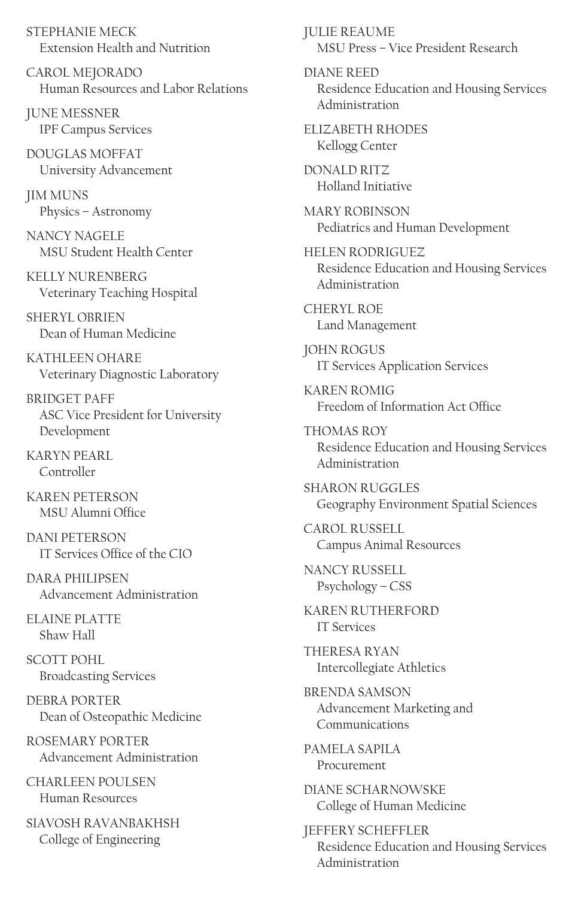STEPHANIE MECK
Extension Health and Nutrition

CAROL MEJORADO
Human Resources and Labor Relations

JUNE MESSNER
IPF Campus Services

DOUGLAS MOFFAT
University Advancement

JIM MUNS
Physics – Astronomy

NANCY NAGELE
MSU Student Health Center

KELLY NURENBERG
Veterinary Teaching Hospital

SHERYL OBRIEN
Dean of Human Medicine

KATHLEEN OHARE
Veterinary Diagnostic Laboratory

BRIDGET PAFF
ASC Vice President for University Development

KARYN PEARL
Controller

KAREN PETERSON
MSU Alumni Office

DANI PETERSON
IT Services Office of the CIO

DARA PHILIPSEN
Advancement Administration

ELAINE PLATTE
Shaw Hall

SCOTT POHL
Broadcasting Services

DEBRA PORTER
Dean of Osteopathic Medicine

ROSEMARY PORTER
Advancement Administration

CHARLEEN POULSEN
Human Resources

SIAVOSH RAVANBAKHSH
College of Engineering

JULIE REAUME
MSU Press – Vice President Research

DIANE REED
Residence Education and Housing Services Administration

ELIZABETH RHODES
Kellogg Center

DONALD RITZ
Holland Initiative

MARY ROBINSON
Pediatrics and Human Development

HELEN RODRIGUEZ
Residence Education and Housing Services Administration

CHERYL ROE
Land Management

JOHN ROGUS
IT Services Application Services

KAREN ROMIG
Freedom of Information Act Office

THOMAS ROY
Residence Education and Housing Services Administration

SHARON RUGGLES
Geography Environment Spatial Sciences

CAROL RUSSELL
Campus Animal Resources

NANCY RUSSELL
Psychology – CSS

KAREN RUTHERFORD
IT Services

THERESA RYAN
Intercollegiate Athletics

BRENDA SAMSON
Advancement Marketing and Communications

PAMELA SAPILA
Procurement

DIANE SCHARNOWSKE
College of Human Medicine

JEFFERY SCHEFFLER
Residence Education and Housing Services Administration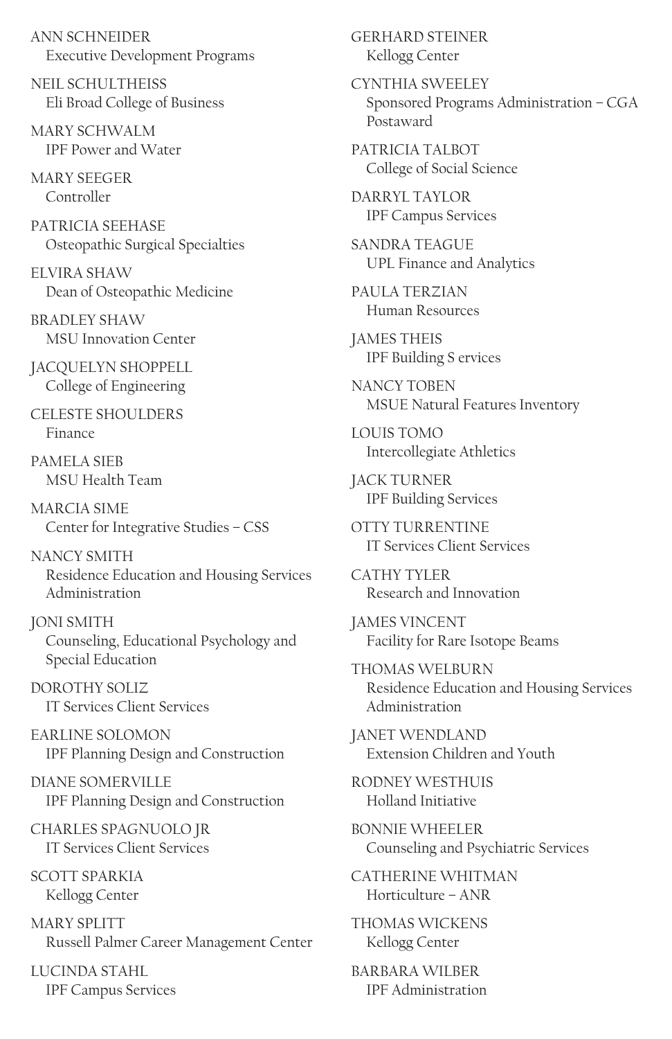ANN SCHNEIDER
Executive Development Programs

NEIL SCHULTHEISS
Eli Broad College of Business

MARY SCHWALM
IPF Power and Water

MARY SEEGER
Controller

PATRICIA SEEHASE
Osteopathic Surgical Specialties

ELVIRA SHAW
Dean of Osteopathic Medicine

BRADLEY SHAW
MSU Innovation Center

JACQUELYN SHOPPELL
College of Engineering

CELESTE SHOULDERS
Finance

PAMELA SIEB
MSU Health Team

MARCIA SIME
Center for Integrative Studies – CSS

NANCY SMITH
Residence Education and Housing Services Administration

JONI SMITH
Counseling, Educational Psychology and Special Education

DOROTHY SOLIZ
IT Services Client Services

EARLINE SOLOMON
IPF Planning Design and Construction

DIANE SOMERVILLE
IPF Planning Design and Construction

CHARLES SPAGNUOLO JR
IT Services Client Services

SCOTT SPARKIA
Kellogg Center

MARY SPLITT
Russell Palmer Career Management Center

LUCINDA STAHL
IPF Campus Services

GERHARD STEINER
Kellogg Center

CYNTHIA SWEELEY
Sponsored Programs Administration – CGA Postaward

PATRICIA TALBOT
College of Social Science

DARRYL TAYLOR
IPF Campus Services

SANDRA TEAGUE
UPL Finance and Analytics

PAULA TERZIAN
Human Resources

JAMES THEIS
IPF Building S ervices

NANCY TOBEN
MSUE Natural Features Inventory

LOUIS TOMO
Intercollegiate Athletics

JACK TURNER
IPF Building Services

OTTY TURRENTINE
IT Services Client Services

CATHY TYLER
Research and Innovation

JAMES VINCENT
Facility for Rare Isotope Beams

THOMAS WELBURN
Residence Education and Housing Services Administration

JANET WENDLAND
Extension Children and Youth

RODNEY WESTHUIS
Holland Initiative

BONNIE WHEELER
Counseling and Psychiatric Services

CATHERINE WHITMAN
Horticulture – ANR

THOMAS WICKENS
Kellogg Center

BARBARA WILBER
IPF Administration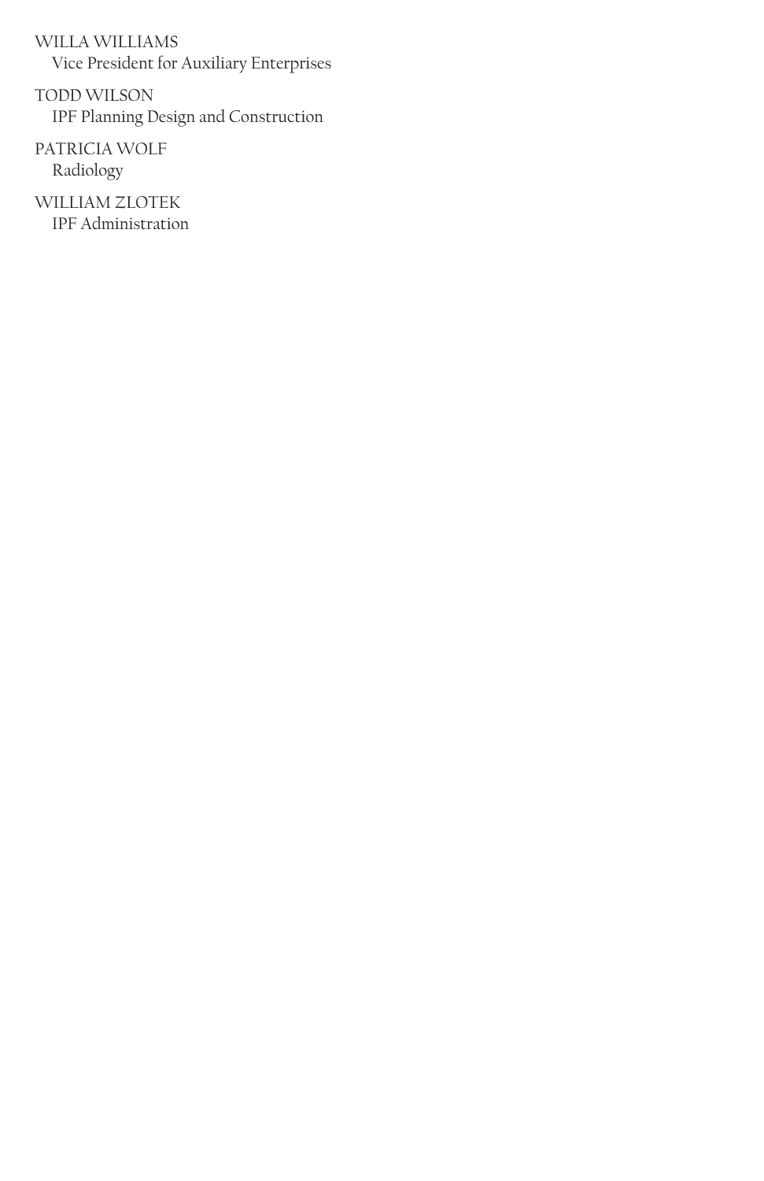WILLA WILLIAMS
Vice President for Auxiliary Enterprises

TODD WILSON
IPF Planning Design and Construction

PATRICIA WOLF
Radiology

WILLIAM ZLOTEK
IPF Administration